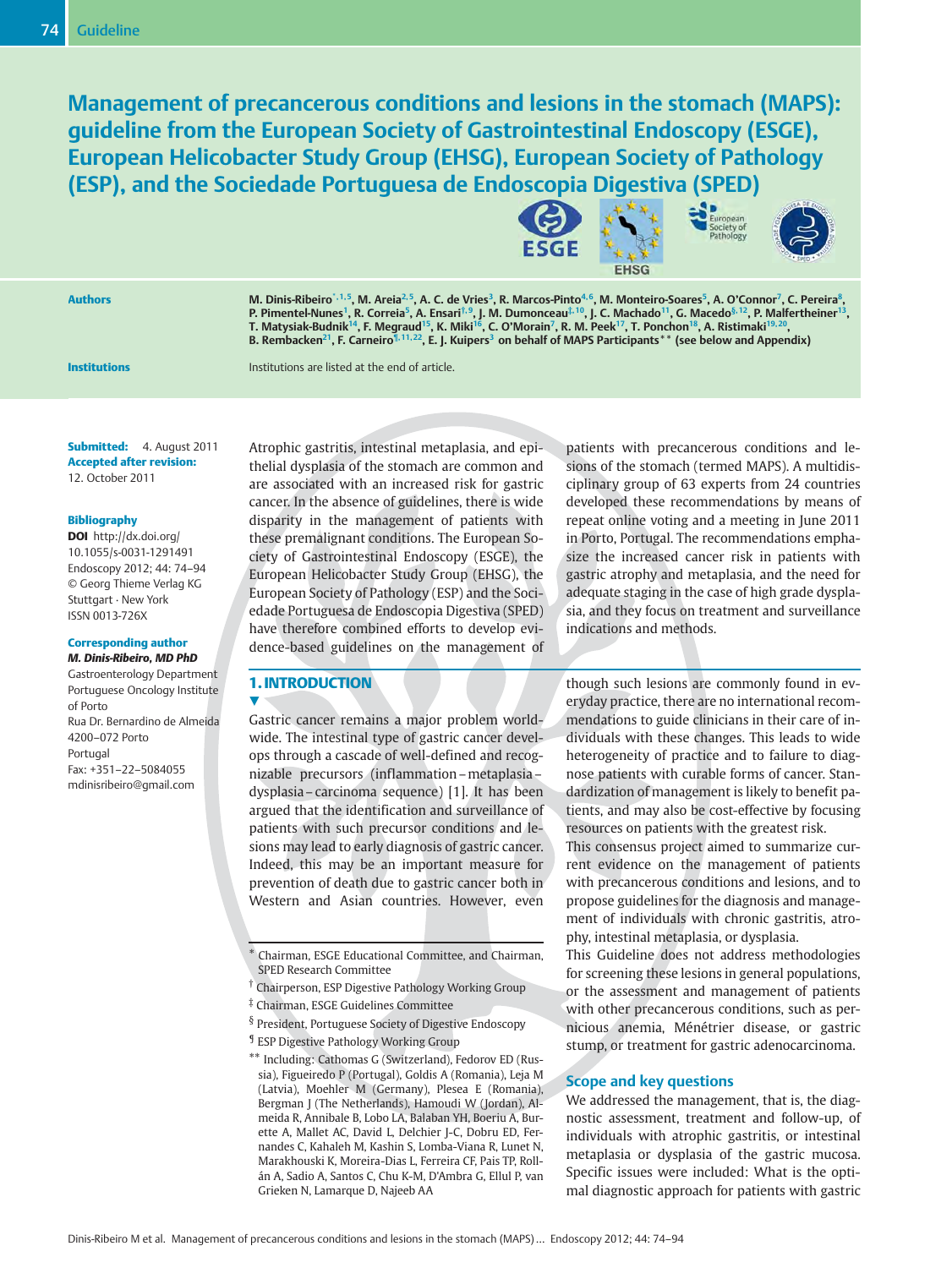# Management of precancerous conditions and lesions in the stomach (MAPS): guideline from the European Society of Gastrointestinal Endoscopy (ESGE), European Helicobacter Study Group (EHSG), European Society of Pathology (ESP), and the Sociedade Portuguesa de Endoscopia Digestiva (SPED)

**Authors**

M. Dinis-Ribeiro[*,1,5], M. Areia[2,5], A. C. de Vries[3], R. Marcos-Pinto[4,6], M. Monteiro-Soares[5], A. O'Connor[7], C. Pereira[8], P. Pimentel-Nunes[1], R. Correia[5], A. Ensari[†,9], J. M. Dumonceau[‡,10], J. C. Machado[11], G. Macedo[§,12], P. Malfertheiner[13], T. Matysiak-Budnik[14], F. Megraud[15], K. Miki[16], C. O'Morain[7], R. M. Peek[17], T. Ponchon[18], A. Ristimaki[19,20], B. Rembacken[21], F. Carneiro[¶,11,22], E. J. Kuipers[3] on behalf of MAPS Participants[**] (see below and Appendix)

**Institutions**

Institutions are listed at the end of article.

**Submitted:** 4. August 2011
**Accepted after revision:** 12. October 2011

**Bibliography**
**DOI** http://dx.doi.org/10.1055/s-0031-1291491
Endoscopy 2012; 44: 74–94
© Georg Thieme Verlag KG
Stuttgart · New York
ISSN 0013-726X

**Corresponding author**
***M. Dinis-Ribeiro, MD PhD***
Gastroenterology Department
Portuguese Oncology Institute of Porto
Rua Dr. Bernardino de Almeida
4200–072 Porto
Portugal
Fax: +351–22–5084055
mdinisribeiro@gmail.com

Atrophic gastritis, intestinal metaplasia, and epithelial dysplasia of the stomach are common and are associated with an increased risk for gastric cancer. In the absence of guidelines, there is wide disparity in the management of patients with these premalignant conditions. The European Society of Gastrointestinal Endoscopy (ESGE), the European Helicobacter Study Group (EHSG), the European Society of Pathology (ESP) and the Sociedade Portuguesa de Endoscopia Digestiva (SPED) have therefore combined efforts to develop evidence-based guidelines on the management of patients with precancerous conditions and lesions of the stomach (termed MAPS). A multidisciplinary group of 63 experts from 24 countries developed these recommendations by means of repeat online voting and a meeting in June 2011 in Porto, Portugal. The recommendations emphasize the increased cancer risk in patients with gastric atrophy and metaplasia, and the need for adequate staging in the case of high grade dysplasia, and they focus on treatment and surveillance indications and methods.

## 1. INTRODUCTION

Gastric cancer remains a major problem worldwide. The intestinal type of gastric cancer develops through a cascade of well-defined and recognizable precursors (inflammation – metaplasia – dysplasia – carcinoma sequence) [1]. It has been argued that the identification and surveillance of patients with such precursor conditions and lesions may lead to early diagnosis of gastric cancer. Indeed, this may be an important measure for prevention of death due to gastric cancer both in Western and Asian countries. However, even though such lesions are commonly found in everyday practice, there are no international recommendations to guide clinicians in their care of individuals with these changes. This leads to wide heterogeneity of practice and to failure to diagnose patients with curable forms of cancer. Standardization of management is likely to benefit patients, and may also be cost-effective by focusing resources on patients with the greatest risk.

This consensus project aimed to summarize current evidence on the management of patients with precancerous conditions and lesions, and to propose guidelines for the diagnosis and management of individuals with chronic gastritis, atrophy, intestinal metaplasia, or dysplasia.

This Guideline does not address methodologies for screening these lesions in general populations, or the assessment and management of patients with other precancerous conditions, such as pernicious anemia, Ménétrier disease, or gastric stump, or treatment for gastric adenocarcinoma.

### Scope and key questions

We addressed the management, that is, the diagnostic assessment, treatment and follow-up, of individuals with atrophic gastritis, or intestinal metaplasia or dysplasia of the gastric mucosa. Specific issues were included: What is the optimal diagnostic approach for patients with gastric

---

[*] Chairman, ESGE Educational Committee, and Chairman, SPED Research Committee
[†] Chairperson, ESP Digestive Pathology Working Group
[‡] Chairman, ESGE Guidelines Committee
[§] President, Portuguese Society of Digestive Endoscopy
[¶] ESP Digestive Pathology Working Group
[**] Including: Cathomas G (Switzerland), Fedorov ED (Russia), Figueiredo P (Portugal), Goldis A (Romania), Leja M (Latvia), Moehler M (Germany), Plesea E (Romania), Bergman J (The Netherlands), Hamoudi W (Jordan), Almeida R, Annibale B, Lobo LA, Balaban YH, Boeriu A, Burette A, Mallet AC, David L, Delchier J-C, Dobru ED, Fernandes C, Kahaleh M, Kashin S, Lomba-Viana R, Lunet N, Marakhouski K, Moreira-Dias L, Ferreira CF, Pais TP, Rollán A, Sadio A, Santos C, Chu K-M, D'Ambra G, Ellul P, van Grieken N, Lamarque D, Najeeb AA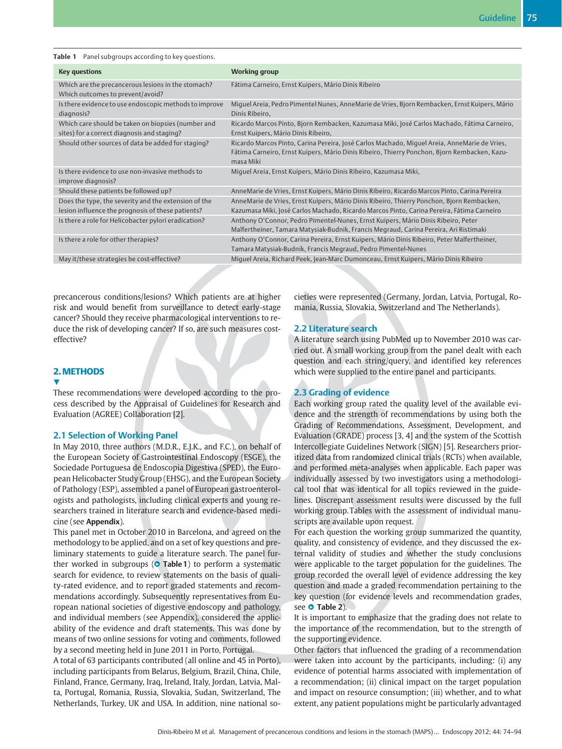Table 1 Panel subgroups according to key questions.

| Key questions | Working group |
|---|---|
| Which are the precancerous lesions in the stomach? Which outcomes to prevent/avoid? | Fátima Carneiro, Ernst Kuipers, Mário Dinis Ribeiro |
| Is there evidence to use endoscopic methods to improve diagnosis? | Miguel Areia, Pedro Pimentel Nunes, AnneMarie de Vries, Bjorn Rembacken, Ernst Kuipers, Mário Dinis Ribeiro, |
| Which care should be taken on biopsies (number and sites) for a correct diagnosis and staging? | Ricardo Marcos Pinto, Bjorn Rembacken, Kazumasa Miki, José Carlos Machado, Fátima Carneiro, Ernst Kuipers, Mário Dinis Ribeiro, |
| Should other sources of data be added for staging? | Ricardo Marcos Pinto, Carina Pereira, José Carlos Machado, Miguel Areia, AnneMarie de Vries, Fátima Carneiro, Ernst Kuipers, Mário Dinis Ribeiro, Thierry Ponchon, Bjorn Rembacken, Kazumasa Miki |
| Is there evidence to use non-invasive methods to improve diagnosis? | Miguel Areia, Ernst Kuipers, Mário Dinis Ribeiro, Kazumasa Miki, |
| Should these patients be followed up? | AnneMarie de Vries, Ernst Kuipers, Mário Dinis Ribeiro, Ricardo Marcos Pinto, Carina Pereira |
| Does the type, the severity and the extension of the lesion influence the prognosis of these patients? | AnneMarie de Vries, Ernst Kuipers, Mário Dinis Ribeiro, Thierry Ponchon, Bjorn Rembacken, Kazumasa Miki, José Carlos Machado, Ricardo Marcos Pinto, Carina Pereira, Fátima Carneiro |
| Is there a role for Helicobacter pylori eradication? | Anthony O'Connor, Pedro Pimentel-Nunes, Ernst Kuipers, Mário Dinis Ribeiro, Peter Malfertheiner, Tamara Matysiak-Budnik, Francis Megraud, Carina Pereira, Ari Ristimaki |
| Is there a role for other therapies? | Anthony O'Connor, Carina Pereira, Ernst Kuipers, Mário Dinis Ribeiro, Peter Malfertheiner, Tamara Matysiak-Budnik, Francis Megraud, Pedro Pimentel-Nunes |
| May it/these strategies be cost-effective? | Miguel Areia, Richard Peek, Jean-Marc Dumonceau, Ernst Kuipers, Mário Dinis Ribeiro |

precancerous conditions/lesions? Which patients are at higher risk and would benefit from surveillance to detect early-stage cancer? Should they receive pharmacological interventions to reduce the risk of developing cancer? If so, are such measures cost-effective?

## 2. METHODS

These recommendations were developed according to the process described by the Appraisal of Guidelines for Research and Evaluation (AGREE) Collaboration [2].

### 2.1 Selection of Working Panel

In May 2010, three authors (M.D.R., E.J.K., and F.C.), on behalf of the European Society of Gastrointestinal Endoscopy (ESGE), the Sociedade Portuguesa de Endoscopia Digestiva (SPED), the European Helicobacter Study Group (EHSG), and the European Society of Pathology (ESP), assembled a panel of European gastroenterologists and pathologists, including clinical experts and young researchers trained in literature search and evidence-based medicine (see **Appendix**).

This panel met in October 2010 in Barcelona, and agreed on the methodology to be applied, and on a set of key questions and preliminary statements to guide a literature search. The panel further worked in subgroups (**Table 1**) to perform a systematic search for evidence, to review statements on the basis of quality-rated evidence, and to report graded statements and recommendations accordingly. Subsequently representatives from European national societies of digestive endoscopy and pathology, and individual members (see Appendix), considered the applicability of the evidence and draft statements. This was done by means of two online sessions for voting and comments, followed by a second meeting held in June 2011 in Porto, Portugal.

A total of 63 participants contributed (all online and 45 in Porto), including participants from Belarus, Belgium, Brazil, China, Chile, Finland, France, Germany, Iraq, Ireland, Italy, Jordan, Latvia, Malta, Portugal, Romania, Russia, Slovakia, Sudan, Switzerland, The Netherlands, Turkey, UK and USA. In addition, nine national societies were represented (Germany, Jordan, Latvia, Portugal, Romania, Russia, Slovakia, Switzerland and The Netherlands).

### 2.2 Literature search

A literature search using PubMed up to November 2010 was carried out. A small working group from the panel dealt with each question and each string/query, and identified key references which were supplied to the entire panel and participants.

### 2.3 Grading of evidence

Each working group rated the quality level of the available evidence and the strength of recommendations by using both the Grading of Recommendations, Assessment, Development, and Evaluation (GRADE) process [3, 4] and the system of the Scottish Intercollegiate Guidelines Network (SIGN) [5]. Researchers prioritized data from randomized clinical trials (RCTs) when available, and performed meta-analyses when applicable. Each paper was individually assessed by two investigators using a methodological tool that was identical for all topics reviewed in the guidelines. Discrepant assessment results were discussed by the full working group. Tables with the assessment of individual manuscripts are available upon request.

For each question the working group summarized the quantity, quality, and consistency of evidence, and they discussed the external validity of studies and whether the study conclusions were applicable to the target population for the guidelines. The group recorded the overall level of evidence addressing the key question and made a graded recommendation pertaining to the key question (for evidence levels and recommendation grades, see **Table 2**).

It is important to emphasize that the grading does not relate to the importance of the recommendation, but to the strength of the supporting evidence.

Other factors that influenced the grading of a recommendation were taken into account by the participants, including: (i) any evidence of potential harms associated with implementation of a recommendation; (ii) clinical impact on the target population and impact on resource consumption; (iii) whether, and to what extent, any patient populations might be particularly advantaged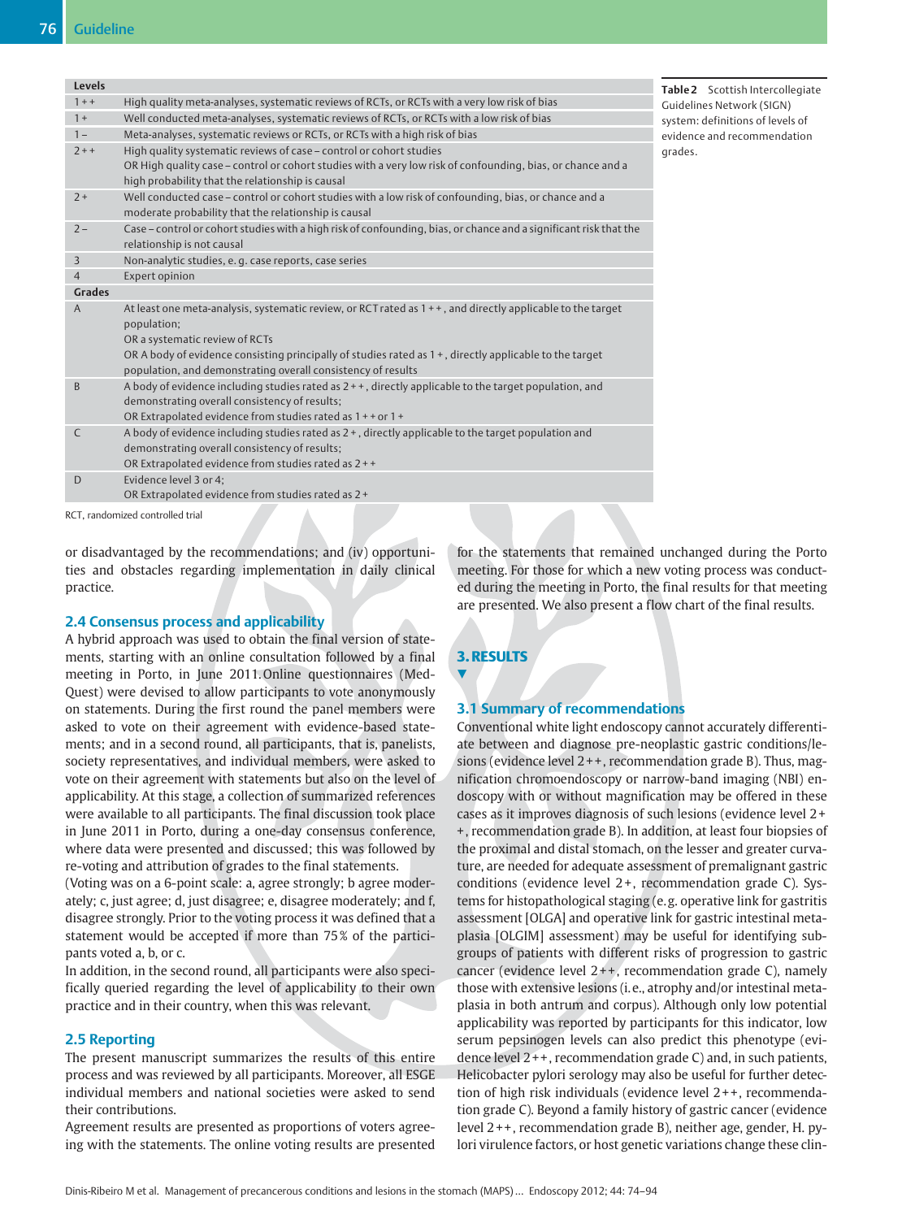| Levels | |
|---|---|
| 1++ | High quality meta-analyses, systematic reviews of RCTs, or RCTs with a very low risk of bias |
| 1+ | Well conducted meta-analyses, systematic reviews of RCTs, or RCTs with a low risk of bias |
| 1– | Meta-analyses, systematic reviews or RCTs, or RCTs with a high risk of bias |
| 2++ | High quality systematic reviews of case–control or cohort studies<br>OR High quality case–control or cohort studies with a very low risk of confounding, bias, or chance and a high probability that the relationship is causal |
| 2+ | Well conducted case–control or cohort studies with a low risk of confounding, bias, or chance and a moderate probability that the relationship is causal |
| 2– | Case–control or cohort studies with a high risk of confounding, bias, or chance and a significant risk that the relationship is not causal |
| 3 | Non-analytic studies, e. g. case reports, case series |
| 4 | Expert opinion |
| **Grades** | |
| A | At least one meta-analysis, systematic review, or RCT rated as 1++, and directly applicable to the target population;<br>OR a systematic review of RCTs<br>OR A body of evidence consisting principally of studies rated as 1+, directly applicable to the target population, and demonstrating overall consistency of results |
| B | A body of evidence including studies rated as 2++, directly applicable to the target population, and demonstrating overall consistency of results;<br>OR Extrapolated evidence from studies rated as 1++ or 1+ |
| C | A body of evidence including studies rated as 2+, directly applicable to the target population and demonstrating overall consistency of results;<br>OR Extrapolated evidence from studies rated as 2++ |
| D | Evidence level 3 or 4;<br>OR Extrapolated evidence from studies rated as 2+ |

RCT, randomized controlled trial

**Table 2** Scottish Intercollegiate Guidelines Network (SIGN) system: definitions of levels of evidence and recommendation grades.

or disadvantaged by the recommendations; and (iv) opportunities and obstacles regarding implementation in daily clinical practice.

## 2.4 Consensus process and applicability

A hybrid approach was used to obtain the final version of statements, starting with an online consultation followed by a final meeting in Porto, in June 2011. Online questionnaires (MedQuest) were devised to allow participants to vote anonymously on statements. During the first round the panel members were asked to vote on their agreement with evidence-based statements; and in a second round, all participants, that is, panelists, society representatives, and individual members, were asked to vote on their agreement with statements but also on the level of applicability. At this stage, a collection of summarized references were available to all participants. The final discussion took place in June 2011 in Porto, during a one-day consensus conference, where data were presented and discussed; this was followed by re-voting and attribution of grades to the final statements.

(Voting was on a 6-point scale: a, agree strongly; b agree moderately; c, just agree; d, just disagree; e, disagree moderately; and f, disagree strongly. Prior to the voting process it was defined that a statement would be accepted if more than 75% of the participants voted a, b, or c.

In addition, in the second round, all participants were also specifically queried regarding the level of applicability to their own practice and in their country, when this was relevant.

## 2.5 Reporting

The present manuscript summarizes the results of this entire process and was reviewed by all participants. Moreover, all ESGE individual members and national societies were asked to send their contributions.

Agreement results are presented as proportions of voters agreeing with the statements. The online voting results are presented for the statements that remained unchanged during the Porto meeting. For those for which a new voting process was conducted during the meeting in Porto, the final results for that meeting are presented. We also present a flow chart of the final results.

# 3. RESULTS

## 3.1 Summary of recommendations

Conventional white light endoscopy cannot accurately differentiate between and diagnose pre-neoplastic gastric conditions/lesions (evidence level 2++, recommendation grade B). Thus, magnification chromoendoscopy or narrow-band imaging (NBI) endoscopy with or without magnification may be offered in these cases as it improves diagnosis of such lesions (evidence level 2++, recommendation grade B). In addition, at least four biopsies of the proximal and distal stomach, on the lesser and greater curvature, are needed for adequate assessment of premalignant gastric conditions (evidence level 2+, recommendation grade C). Systems for histopathological staging (e.g. operative link for gastritis assessment [OLGA] and operative link for gastric intestinal metaplasia [OLGIM] assessment) may be useful for identifying subgroups of patients with different risks of progression to gastric cancer (evidence level 2++, recommendation grade C), namely those with extensive lesions (i.e., atrophy and/or intestinal metaplasia in both antrum and corpus). Although only low potential applicability was reported by participants for this indicator, low serum pepsinogen levels can also predict this phenotype (evidence level 2++, recommendation grade C) and, in such patients, Helicobacter pylori serology may also be useful for further detection of high risk individuals (evidence level 2++, recommendation grade C). Beyond a family history of gastric cancer (evidence level 2++, recommendation grade B), neither age, gender, H. pylori virulence factors, or host genetic variations change these clin-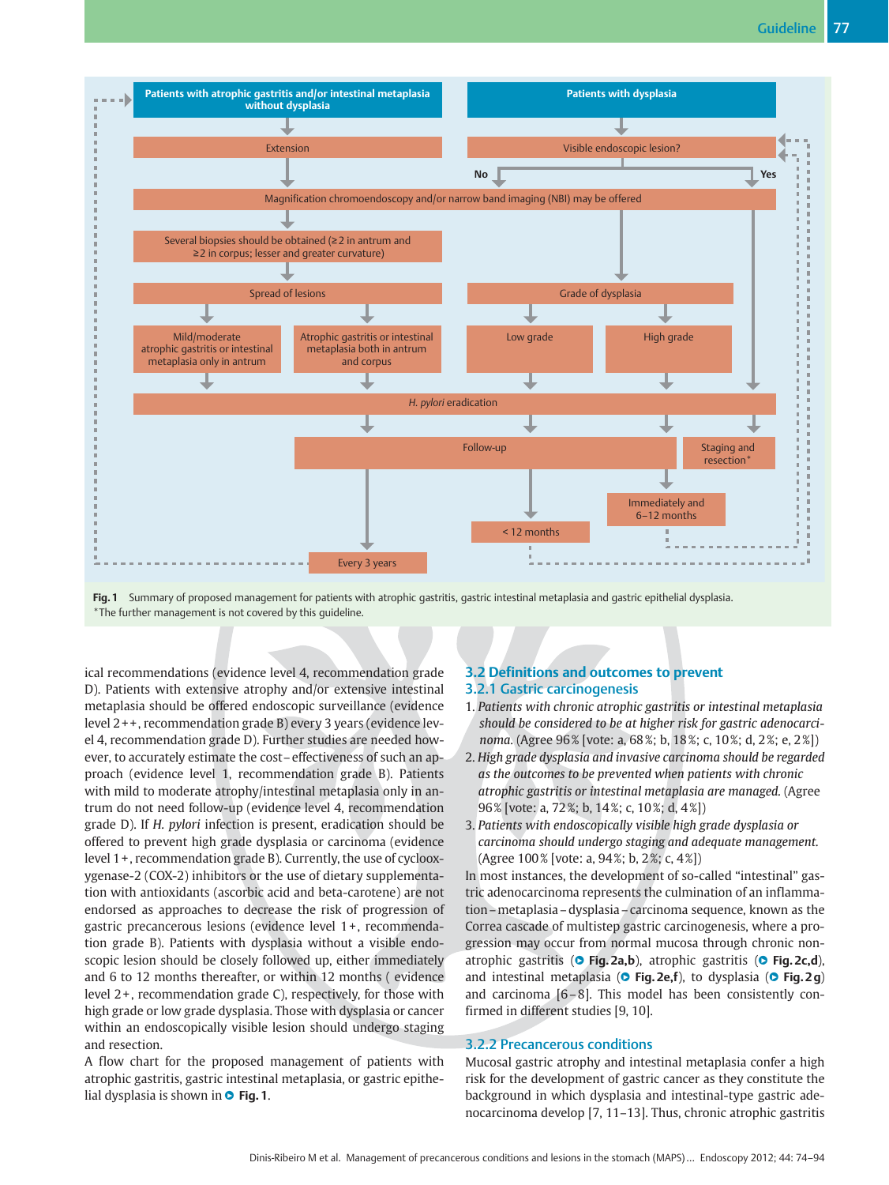Patients with atrophic gastritis and/or intestinal metaplasia without dysplasia

Extension

Patients with dysplasia

Visible endoscopic lesion?

No

Yes

Magnification chromoendoscopy and/or narrow band imaging (NBI) may be offered

Several biopsies should be obtained (≥ 2 in antrum and ≥ 2 in corpus; lesser and greater curvature)

Spread of lesions

Mild/moderate atrophic gastritis or intestinal metaplasia only in antrum

Atrophic gastritis or intestinal metaplasia both in antrum and corpus

Grade of dysplasia

Low grade

High grade

*H. pylori* eradication

Follow-up

Staging and resection*

Immediately and 6–12 months

< 12 months

Every 3 years

**Fig. 1** Summary of proposed management for patients with atrophic gastritis, gastric intestinal metaplasia and gastric epithelial dysplasia.
*The further management is not covered by this guideline.

ical recommendations (evidence level 4, recommendation grade D). Patients with extensive atrophy and/or extensive intestinal metaplasia should be offered endoscopic surveillance (evidence level 2++, recommendation grade B) every 3 years (evidence level 4, recommendation grade D). Further studies are needed however, to accurately estimate the cost–effectiveness of such an approach (evidence level 1, recommendation grade B). Patients with mild to moderate atrophy/intestinal metaplasia only in antrum do not need follow-up (evidence level 4, recommendation grade D). If *H. pylori* infection is present, eradication should be offered to prevent high grade dysplasia or carcinoma (evidence level 1+, recommendation grade B). Currently, the use of cyclooxygenase-2 (COX-2) inhibitors or the use of dietary supplementation with antioxidants (ascorbic acid and beta-carotene) are not endorsed as approaches to decrease the risk of progression of gastric precancerous lesions (evidence level 1+, recommendation grade B). Patients with dysplasia without a visible endoscopic lesion should be closely followed up, either immediately and 6 to 12 months thereafter, or within 12 months ( evidence level 2+, recommendation grade C), respectively, for those with high grade or low grade dysplasia. Those with dysplasia or cancer within an endoscopically visible lesion should undergo staging and resection.

A flow chart for the proposed management of patients with atrophic gastritis, gastric intestinal metaplasia, or gastric epithelial dysplasia is shown in **Fig. 1**.

## 3.2 Definitions and outcomes to prevent

### 3.2.1 Gastric carcinogenesis

1. *Patients with chronic atrophic gastritis or intestinal metaplasia should be considered to be at higher risk for gastric adenocarcinoma.* (Agree 96 % [vote: a, 68 %; b, 18 %; c, 10 %; d, 2 %; e, 2 %])
2. *High grade dysplasia and invasive carcinoma should be regarded as the outcomes to be prevented when patients with chronic atrophic gastritis or intestinal metaplasia are managed.* (Agree 96 % [vote: a, 72 %; b, 14 %; c, 10 %; d, 4 %])
3. *Patients with endoscopically visible high grade dysplasia or carcinoma should undergo staging and adequate management.* (Agree 100 % [vote: a, 94 %; b, 2 %; c, 4 %])

In most instances, the development of so-called "intestinal" gastric adenocarcinoma represents the culmination of an inflammation – metaplasia – dysplasia – carcinoma sequence, known as the Correa cascade of multistep gastric carcinogenesis, where a progression may occur from normal mucosa through chronic non-atrophic gastritis (**Fig. 2a,b**), atrophic gastritis (**Fig. 2c,d**), and intestinal metaplasia (**Fig. 2e,f**), to dysplasia (**Fig. 2g**) and carcinoma [6–8]. This model has been consistently confirmed in different studies [9, 10].

### 3.2.2 Precancerous conditions

Mucosal gastric atrophy and intestinal metaplasia confer a high risk for the development of gastric cancer as they constitute the background in which dysplasia and intestinal-type gastric adenocarcinoma develop [7, 11–13]. Thus, chronic atrophic gastritis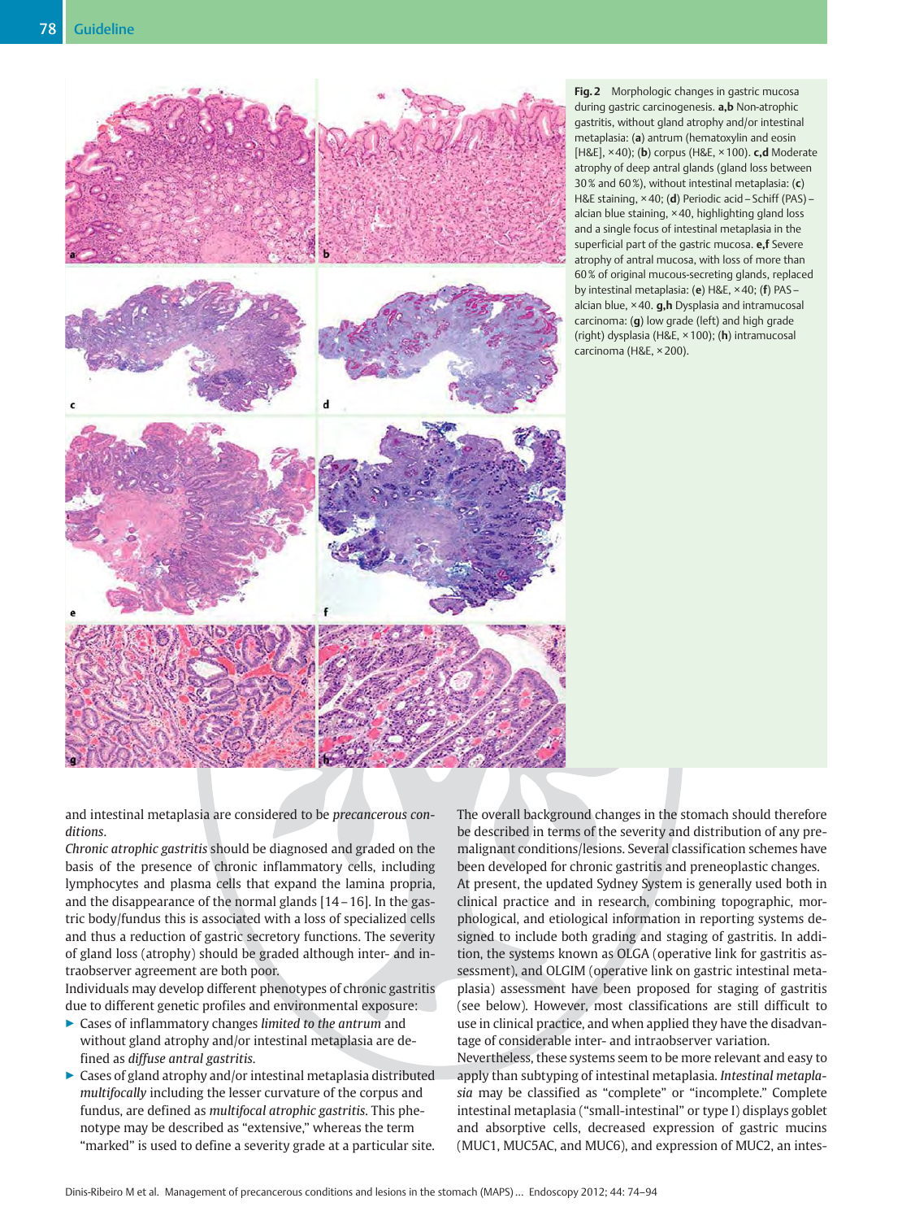**Fig. 2** Morphologic changes in gastric mucosa during gastric carcinogenesis. **a,b** Non-atrophic gastritis, without gland atrophy and/or intestinal metaplasia: (**a**) antrum (hematoxylin and eosin [H&E], ×40); (**b**) corpus (H&E, ×100). **c,d** Moderate atrophy of deep antral glands (gland loss between 30% and 60%), without intestinal metaplasia: (**c**) H&E staining, ×40; (**d**) Periodic acid – Schiff (PAS) – alcian blue staining, ×40, highlighting gland loss and a single focus of intestinal metaplasia in the superficial part of the gastric mucosa. **e,f** Severe atrophy of antral mucosa, with loss of more than 60% of original mucous-secreting glands, replaced by intestinal metaplasia: (**e**) H&E, ×40; (**f**) PAS – alcian blue, ×40. **g,h** Dysplasia and intramucosal carcinoma: (**g**) low grade (left) and high grade (right) dysplasia (H&E, ×100); (**h**) intramucosal carcinoma (H&E, ×200).

and intestinal metaplasia are considered to be *precancerous conditions*.

*Chronic atrophic gastritis* should be diagnosed and graded on the basis of the presence of chronic inflammatory cells, including lymphocytes and plasma cells that expand the lamina propria, and the disappearance of the normal glands [14 – 16]. In the gastric body/fundus this is associated with a loss of specialized cells and thus a reduction of gastric secretory functions. The severity of gland loss (atrophy) should be graded although inter- and intraobserver agreement are both poor.

Individuals may develop different phenotypes of chronic gastritis due to different genetic profiles and environmental exposure:

- Cases of inflammatory changes *limited to the antrum* and without gland atrophy and/or intestinal metaplasia are defined as *diffuse antral gastritis*.
- Cases of gland atrophy and/or intestinal metaplasia distributed *multifocally* including the lesser curvature of the corpus and fundus, are defined as *multifocal atrophic gastritis*. This phenotype may be described as "extensive," whereas the term "marked" is used to define a severity grade at a particular site.

The overall background changes in the stomach should therefore be described in terms of the severity and distribution of any premalignant conditions/lesions. Several classification schemes have been developed for chronic gastritis and preneoplastic changes. At present, the updated Sydney System is generally used both in clinical practice and in research, combining topographic, morphological, and etiological information in reporting systems designed to include both grading and staging of gastritis. In addition, the systems known as OLGA (operative link for gastritis assessment), and OLGIM (operative link on gastric intestinal metaplasia) assessment have been proposed for staging of gastritis (see below). However, most classifications are still difficult to use in clinical practice, and when applied they have the disadvantage of considerable inter- and intraobserver variation.

Nevertheless, these systems seem to be more relevant and easy to apply than subtyping of intestinal metaplasia. *Intestinal metaplasia* may be classified as "complete" or "incomplete." Complete intestinal metaplasia ("small-intestinal" or type I) displays goblet and absorptive cells, decreased expression of gastric mucins (MUC1, MUC5AC, and MUC6), and expression of MUC2, an intes-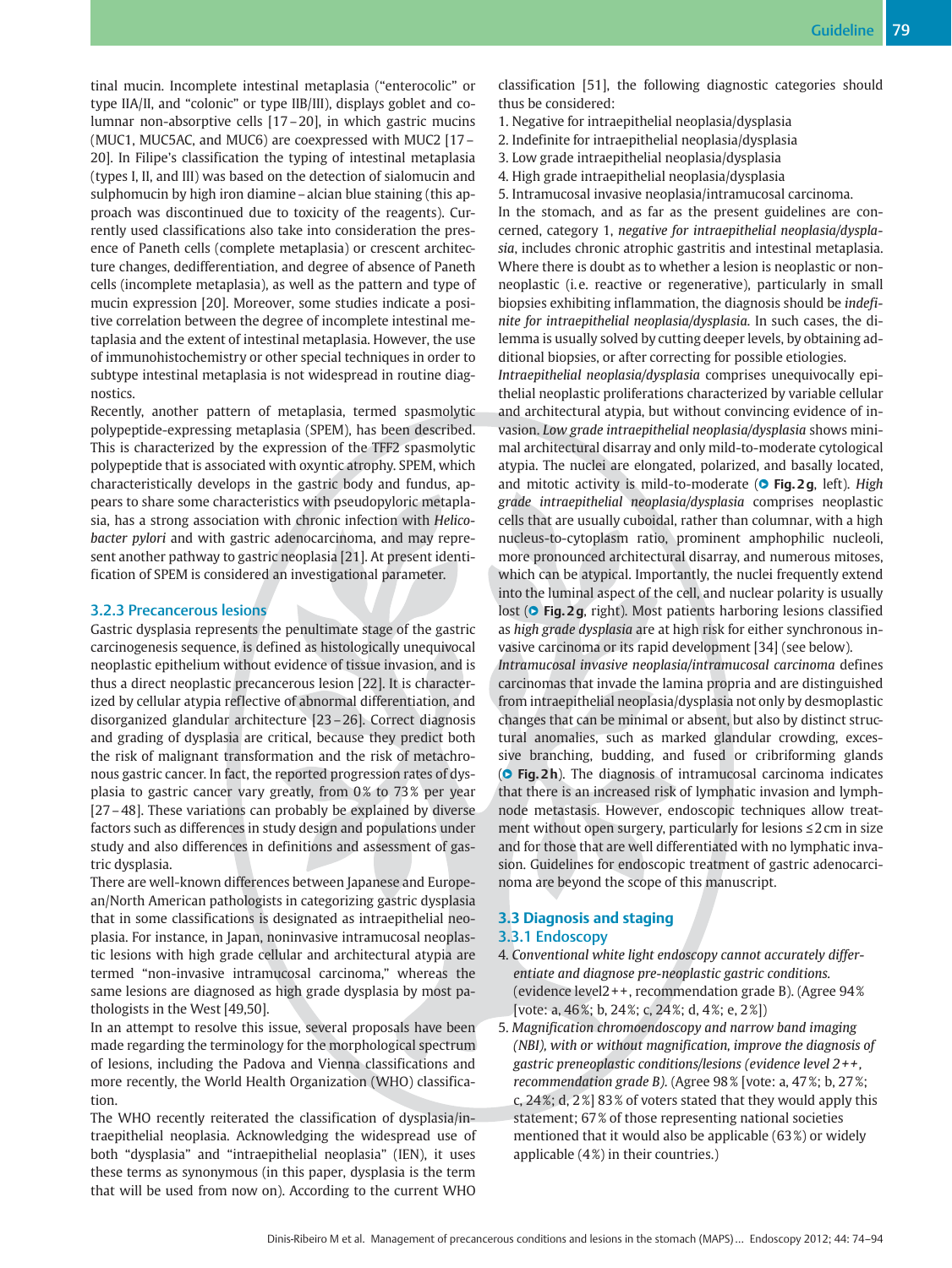tinal mucin. Incomplete intestinal metaplasia ("enterocolic" or type IIA/II, and "colonic" or type IIB/III), displays goblet and columnar non-absorptive cells [17–20], in which gastric mucins (MUC1, MUC5AC, and MUC6) are coexpressed with MUC2 [17–20]. In Filipe's classification the typing of intestinal metaplasia (types I, II, and III) was based on the detection of sialomucin and sulphomucin by high iron diamine–alcian blue staining (this approach was discontinued due to toxicity of the reagents). Currently used classifications also take into consideration the presence of Paneth cells (complete metaplasia) or crescent architecture changes, dedifferentiation, and degree of absence of Paneth cells (incomplete metaplasia), as well as the pattern and type of mucin expression [20]. Moreover, some studies indicate a positive correlation between the degree of incomplete intestinal metaplasia and the extent of intestinal metaplasia. However, the use of immunohistochemistry or other special techniques in order to subtype intestinal metaplasia is not widespread in routine diagnostics.

Recently, another pattern of metaplasia, termed spasmolytic polypeptide-expressing metaplasia (SPEM), has been described. This is characterized by the expression of the TFF2 spasmolytic polypeptide that is associated with oxyntic atrophy. SPEM, which characteristically develops in the gastric body and fundus, appears to share some characteristics with pseudopyloric metaplasia, has a strong association with chronic infection with *Helicobacter pylori* and with gastric adenocarcinoma, and may represent another pathway to gastric neoplasia [21]. At present identification of SPEM is considered an investigational parameter.

### 3.2.3 Precancerous lesions

Gastric dysplasia represents the penultimate stage of the gastric carcinogenesis sequence, is defined as histologically unequivocal neoplastic epithelium without evidence of tissue invasion, and is thus a direct neoplastic precancerous lesion [22]. It is characterized by cellular atypia reflective of abnormal differentiation, and disorganized glandular architecture [23–26]. Correct diagnosis and grading of dysplasia are critical, because they predict both the risk of malignant transformation and the risk of metachronous gastric cancer. In fact, the reported progression rates of dysplasia to gastric cancer vary greatly, from 0% to 73% per year [27–48]. These variations can probably be explained by diverse factors such as differences in study design and populations under study and also differences in definitions and assessment of gastric dysplasia.

There are well-known differences between Japanese and European/North American pathologists in categorizing gastric dysplasia that in some classifications is designated as intraepithelial neoplasia. For instance, in Japan, noninvasive intramucosal neoplastic lesions with high grade cellular and architectural atypia are termed "non-invasive intramucosal carcinoma," whereas the same lesions are diagnosed as high grade dysplasia by most pathologists in the West [49,50].

In an attempt to resolve this issue, several proposals have been made regarding the terminology for the morphological spectrum of lesions, including the Padova and Vienna classifications and more recently, the World Health Organization (WHO) classification.

The WHO recently reiterated the classification of dysplasia/intraepithelial neoplasia. Acknowledging the widespread use of both "dysplasia" and "intraepithelial neoplasia" (IEN), it uses these terms as synonymous (in this paper, dysplasia is the term that will be used from now on). According to the current WHO classification [51], the following diagnostic categories should thus be considered:

1. Negative for intraepithelial neoplasia/dysplasia
2. Indefinite for intraepithelial neoplasia/dysplasia
3. Low grade intraepithelial neoplasia/dysplasia
4. High grade intraepithelial neoplasia/dysplasia
5. Intramucosal invasive neoplasia/intramucosal carcinoma.

In the stomach, and as far as the present guidelines are concerned, category 1, *negative for intraepithelial neoplasia/dysplasia*, includes chronic atrophic gastritis and intestinal metaplasia. Where there is doubt as to whether a lesion is neoplastic or nonneoplastic (i.e. reactive or regenerative), particularly in small biopsies exhibiting inflammation, the diagnosis should be *indefinite for intraepithelial neoplasia/dysplasia.* In such cases, the dilemma is usually solved by cutting deeper levels, by obtaining additional biopsies, or after correcting for possible etiologies.

*Intraepithelial neoplasia/dysplasia* comprises unequivocally epithelial neoplastic proliferations characterized by variable cellular and architectural atypia, but without convincing evidence of invasion. *Low grade intraepithelial neoplasia/dysplasia* shows minimal architectural disarray and only mild-to-moderate cytological atypia. The nuclei are elongated, polarized, and basally located, and mitotic activity is mild-to-moderate (**Fig. 2g**, left). *High grade intraepithelial neoplasia/dysplasia* comprises neoplastic cells that are usually cuboidal, rather than columnar, with a high nucleus-to-cytoplasm ratio, prominent amphophilic nucleoli, more pronounced architectural disarray, and numerous mitoses, which can be atypical. Importantly, the nuclei frequently extend into the luminal aspect of the cell, and nuclear polarity is usually lost (**Fig. 2g**, right). Most patients harboring lesions classified as *high grade dysplasia* are at high risk for either synchronous invasive carcinoma or its rapid development [34] (see below).

*Intramucosal invasive neoplasia/intramucosal carcinoma* defines carcinomas that invade the lamina propria and are distinguished from intraepithelial neoplasia/dysplasia not only by desmoplastic changes that can be minimal or absent, but also by distinct structural anomalies, such as marked glandular crowding, excessive branching, budding, and fused or cribriforming glands (**Fig. 2h**). The diagnosis of intramucosal carcinoma indicates that there is an increased risk of lymphatic invasion and lymph-node metastasis. However, endoscopic techniques allow treatment without open surgery, particularly for lesions ≤2cm in size and for those that are well differentiated with no lymphatic invasion. Guidelines for endoscopic treatment of gastric adenocarcinoma are beyond the scope of this manuscript.

## 3.3 Diagnosis and staging

### 3.3.1 Endoscopy

4. *Conventional white light endoscopy cannot accurately differentiate and diagnose pre-neoplastic gastric conditions.* (evidence level2++, recommendation grade B). (Agree 94% [vote: a, 46%; b, 24%; c, 24%; d, 4%; e, 2%])
5. *Magnification chromoendoscopy and narrow band imaging (NBI), with or without magnification, improve the diagnosis of gastric preneoplastic conditions/lesions (evidence level 2++, recommendation grade B).* (Agree 98% [vote: a, 47%; b, 27%; c, 24%; d, 2%] 83% of voters stated that they would apply this statement; 67% of those representing national societies mentioned that it would also be applicable (63%) or widely applicable (4%) in their countries.)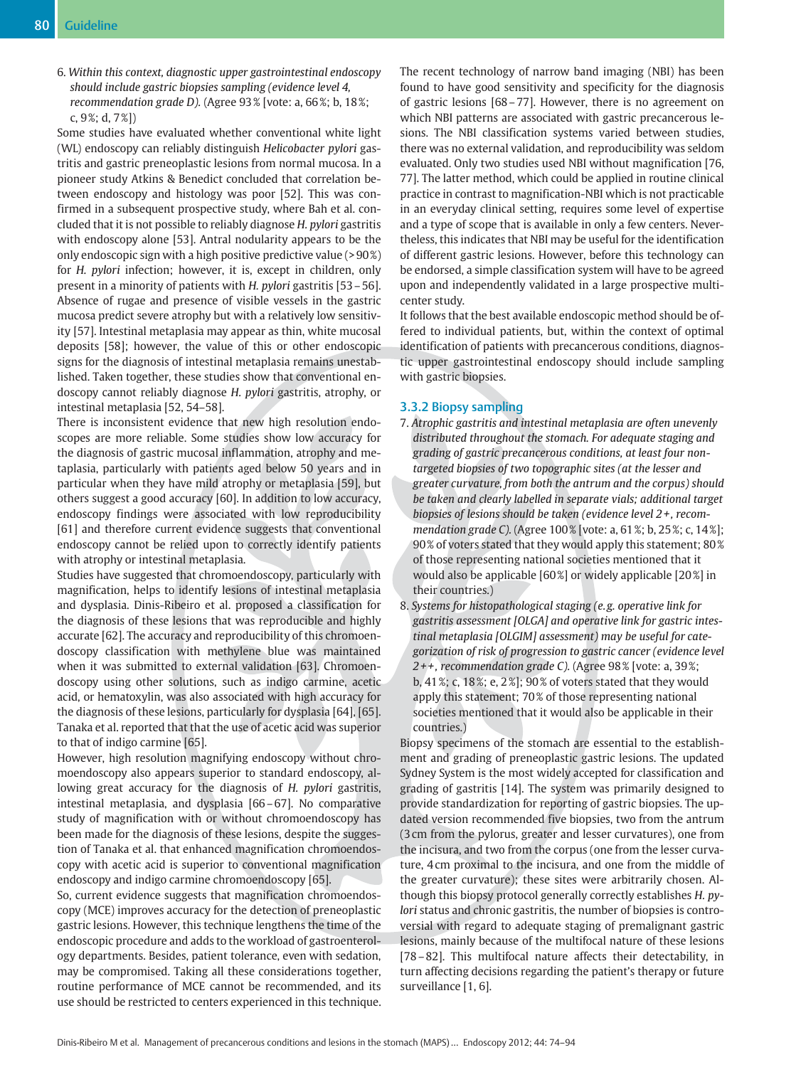6. *Within this context, diagnostic upper gastrointestinal endoscopy should include gastric biopsies sampling (evidence level 4, recommendation grade D).* (Agree 93 % [vote: a, 66 %; b, 18 %; c, 9 %; d, 7 %])

Some studies have evaluated whether conventional white light (WL) endoscopy can reliably distinguish *Helicobacter pylori* gastritis and gastric preneoplastic lesions from normal mucosa. In a pioneer study Atkins & Benedict concluded that correlation between endoscopy and histology was poor [52]. This was confirmed in a subsequent prospective study, where Bah et al. concluded that it is not possible to reliably diagnose *H. pylori* gastritis with endoscopy alone [53]. Antral nodularity appears to be the only endoscopic sign with a high positive predictive value (> 90 %) for *H. pylori* infection; however, it is, except in children, only present in a minority of patients with *H. pylori* gastritis [53 – 56]. Absence of rugae and presence of visible vessels in the gastric mucosa predict severe atrophy but with a relatively low sensitivity [57]. Intestinal metaplasia may appear as thin, white mucosal deposits [58]; however, the value of this or other endoscopic signs for the diagnosis of intestinal metaplasia remains unestablished. Taken together, these studies show that conventional endoscopy cannot reliably diagnose *H. pylori* gastritis, atrophy, or intestinal metaplasia [52, 54–58].

There is inconsistent evidence that new high resolution endoscopes are more reliable. Some studies show low accuracy for the diagnosis of gastric mucosal inflammation, atrophy and metaplasia, particularly with patients aged below 50 years and in particular when they have mild atrophy or metaplasia [59], but others suggest a good accuracy [60]. In addition to low accuracy, endoscopy findings were associated with low reproducibility [61] and therefore current evidence suggests that conventional endoscopy cannot be relied upon to correctly identify patients with atrophy or intestinal metaplasia.

Studies have suggested that chromoendoscopy, particularly with magnification, helps to identify lesions of intestinal metaplasia and dysplasia. Dinis-Ribeiro et al. proposed a classification for the diagnosis of these lesions that was reproducible and highly accurate [62]. The accuracy and reproducibility of this chromoendoscopy classification with methylene blue was maintained when it was submitted to external validation [63]. Chromoendoscopy using other solutions, such as indigo carmine, acetic acid, or hematoxylin, was also associated with high accuracy for the diagnosis of these lesions, particularly for dysplasia [64], [65]. Tanaka et al. reported that that the use of acetic acid was superior to that of indigo carmine [65].

However, high resolution magnifying endoscopy without chromoendoscopy also appears superior to standard endoscopy, allowing great accuracy for the diagnosis of *H. pylori* gastritis, intestinal metaplasia, and dysplasia [66 – 67]. No comparative study of magnification with or without chromoendoscopy has been made for the diagnosis of these lesions, despite the suggestion of Tanaka et al. that enhanced magnification chromoendoscopy with acetic acid is superior to conventional magnification endoscopy and indigo carmine chromoendoscopy [65].

So, current evidence suggests that magnification chromoendoscopy (MCE) improves accuracy for the detection of preneoplastic gastric lesions. However, this technique lengthens the time of the endoscopic procedure and adds to the workload of gastroenterology departments. Besides, patient tolerance, even with sedation, may be compromised. Taking all these considerations together, routine performance of MCE cannot be recommended, and its use should be restricted to centers experienced in this technique.

The recent technology of narrow band imaging (NBI) has been found to have good sensitivity and specificity for the diagnosis of gastric lesions [68 – 77]. However, there is no agreement on which NBI patterns are associated with gastric precancerous lesions. The NBI classification systems varied between studies, there was no external validation, and reproducibility was seldom evaluated. Only two studies used NBI without magnification [76, 77]. The latter method, which could be applied in routine clinical practice in contrast to magnification-NBI which is not practicable in an everyday clinical setting, requires some level of expertise and a type of scope that is available in only a few centers. Nevertheless, this indicates that NBI may be useful for the identification of different gastric lesions. However, before this technology can be endorsed, a simple classification system will have to be agreed upon and independently validated in a large prospective multicenter study.

It follows that the best available endoscopic method should be offered to individual patients, but, within the context of optimal identification of patients with precancerous conditions, diagnostic upper gastrointestinal endoscopy should include sampling with gastric biopsies.

### 3.3.2 Biopsy sampling

7. *Atrophic gastritis and intestinal metaplasia are often unevenly distributed throughout the stomach. For adequate staging and grading of gastric precancerous conditions, at least four non-targeted biopsies of two topographic sites (at the lesser and greater curvature, from both the antrum and the corpus) should be taken and clearly labelled in separate vials; additional target biopsies of lesions should be taken (evidence level 2+, recommendation grade C).* (Agree 100 % [vote: a, 61 %; b, 25 %; c, 14 %]; 90 % of voters stated that they would apply this statement; 80 % of those representing national societies mentioned that it would also be applicable [60 %] or widely applicable [20 %] in their countries.)

8. *Systems for histopathological staging (e.g. operative link for gastritis assessment [OLGA] and operative link for gastric intestinal metaplasia [OLGIM] assessment) may be useful for categorization of risk of progression to gastric cancer (evidence level 2++, recommendation grade C).* (Agree 98 % [vote: a, 39 %; b, 41 %; c, 18 %; e, 2 %]; 90 % of voters stated that they would apply this statement; 70 % of those representing national societies mentioned that it would also be applicable in their countries.)

Biopsy specimens of the stomach are essential to the establishment and grading of preneoplastic gastric lesions. The updated Sydney System is the most widely accepted for classification and grading of gastritis [14]. The system was primarily designed to provide standardization for reporting of gastric biopsies. The updated version recommended five biopsies, two from the antrum (3 cm from the pylorus, greater and lesser curvatures), one from the incisura, and two from the corpus (one from the lesser curvature, 4 cm proximal to the incisura, and one from the middle of the greater curvature); these sites were arbitrarily chosen. Although this biopsy protocol generally correctly establishes *H. pylori* status and chronic gastritis, the number of biopsies is controversial with regard to adequate staging of premalignant gastric lesions, mainly because of the multifocal nature of these lesions [78 – 82]. This multifocal nature affects their detectability, in turn affecting decisions regarding the patient's therapy or future surveillance [1, 6].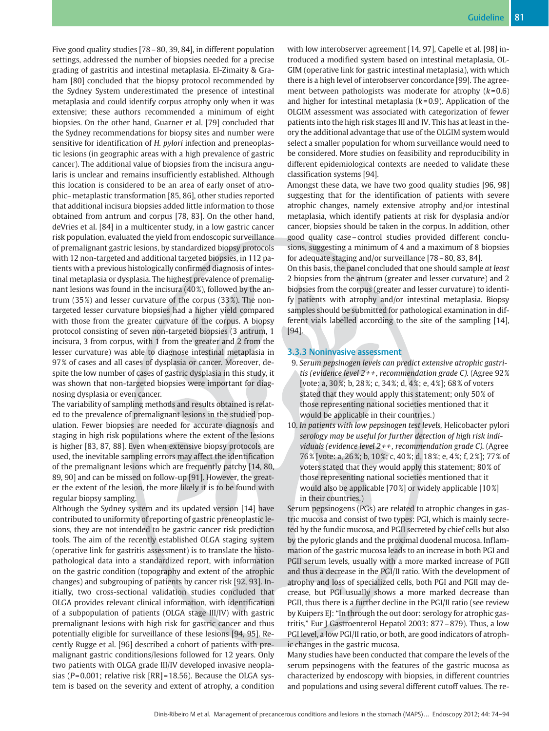Five good quality studies [78–80, 39, 84], in different population settings, addressed the number of biopsies needed for a precise grading of gastritis and intestinal metaplasia. El-Zimaity & Graham [80] concluded that the biopsy protocol recommended by the Sydney System underestimated the presence of intestinal metaplasia and could identify corpus atrophy only when it was extensive; these authors recommended a minimum of eight biopsies. On the other hand, Guarner et al. [79] concluded that the Sydney recommendations for biopsy sites and number were sensitive for identification of *H. pylori* infection and preneoplastic lesions (in geographic areas with a high prevalence of gastric cancer). The additional value of biopsies from the incisura angularis is unclear and remains insufficiently established. Although this location is considered to be an area of early onset of atrophic–metaplastic transformation [85, 86], other studies reported that additional incisura biopsies added little information to those obtained from antrum and corpus [78, 83]. On the other hand, deVries et al. [84] in a multicenter study, in a low gastric cancer risk population, evaluated the yield from endoscopic surveillance of premalignant gastric lesions, by standardized biopsy protocols with 12 non-targeted and additional targeted biopsies, in 112 patients with a previous histologically confirmed diagnosis of intestinal metaplasia or dysplasia. The highest prevalence of premalignant lesions was found in the incisura (40%), followed by the antrum (35%) and lesser curvature of the corpus (33%). The non-targeted lesser curvature biopsies had a higher yield compared with those from the greater curvature of the corpus. A biopsy protocol consisting of seven non-targeted biopsies (3 antrum, 1 incisura, 3 from corpus, with 1 from the greater and 2 from the lesser curvature) was able to diagnose intestinal metaplasia in 97% of cases and all cases of dysplasia or cancer. Moreover, despite the low number of cases of gastric dysplasia in this study, it was shown that non-targeted biopsies were important for diagnosing dysplasia or even cancer.

The variability of sampling methods and results obtained is related to the prevalence of premalignant lesions in the studied population. Fewer biopsies are needed for accurate diagnosis and staging in high risk populations where the extent of the lesions is higher [83, 87, 88]. Even when extensive biopsy protocols are used, the inevitable sampling errors may affect the identification of the premalignant lesions which are frequently patchy [14, 80, 89, 90] and can be missed on follow-up [91]. However, the greater the extent of the lesion, the more likely it is to be found with regular biopsy sampling.

Although the Sydney system and its updated version [14] have contributed to uniformity of reporting of gastric preneoplastic lesions, they are not intended to be gastric cancer risk prediction tools. The aim of the recently established OLGA staging system (operative link for gastritis assessment) is to translate the histopathological data into a standardized report, with information on the gastric condition (topography and extent of the atrophic changes) and subgrouping of patients by cancer risk [92, 93]. Initially, two cross-sectional validation studies concluded that OLGA provides relevant clinical information, with identification of a subpopulation of patients (OLGA stage III/IV) with gastric premalignant lesions with high risk for gastric cancer and thus potentially eligible for surveillance of these lesions [94, 95]. Recently Rugge et al. [96] described a cohort of patients with premalignant gastric conditions/lesions followed for 12 years. Only two patients with OLGA grade III/IV developed invasive neoplasias ($P=0.001$; relative risk [RR] = 18.56). Because the OLGA system is based on the severity and extent of atrophy, a condition with low interobserver agreement [14, 97], Capelle et al. [98] introduced a modified system based on intestinal metaplasia, OLGIM (operative link for gastric intestinal metaplasia), with which there is a high level of interobserver concordance [99]. The agreement between pathologists was moderate for atrophy ($k=0.6$) and higher for intestinal metaplasia ($k=0.9$). Application of the OLGIM assessment was associated with categorization of fewer patients into the high risk stages III and IV. This has at least in theory the additional advantage that use of the OLGIM system would select a smaller population for whom surveillance would need to be considered. More studies on feasibility and reproducibility in different epidemiological contexts are needed to validate these classification systems [94].

Amongst these data, we have two good quality studies [96, 98] suggesting that for the identification of patients with severe atrophic changes, namely extensive atrophy and/or intestinal metaplasia, which identify patients at risk for dysplasia and/or cancer, biopsies should be taken in the corpus. In addition, other good quality case–control studies provided different conclusions, suggesting a minimum of 4 and a maximum of 8 biopsies for adequate staging and/or surveillance [78–80, 83, 84].

On this basis, the panel concluded that one should sample *at least* 2 biopsies from the antrum (greater and lesser curvature) and 2 biopsies from the corpus (greater and lesser curvature) to identify patients with atrophy and/or intestinal metaplasia. Biopsy samples should be submitted for pathological examination in different vials labelled according to the site of the sampling [14], [94].

### 3.3.3 Noninvasive assessment

9. *Serum pepsinogen levels can predict extensive atrophic gastritis (evidence level 2++, recommendation grade C).* (Agree 92% [vote: a, 30%; b, 28%; c, 34%; d, 4%; e, 4%]; 68% of voters stated that they would apply this statement; only 50% of those representing national societies mentioned that it would be applicable in their countries.)
10. *In patients with low pepsinogen test levels,* Helicobacter pylori *serology may be useful for further detection of high risk individuals (evidence level 2++, recommendation grade C).* (Agree 76% [vote: a, 26%; b, 10%; c, 40%; d, 18%; e, 4%; f, 2%]; 77% of voters stated that they would apply this statement; 80% of those representing national societies mentioned that it would also be applicable [70%] or widely applicable [10%] in their countries.)

Serum pepsinogens (PGs) are related to atrophic changes in gastric mucosa and consist of two types: PGI, which is mainly secreted by the fundic mucosa, and PGII secreted by chief cells but also by the pyloric glands and the proximal duodenal mucosa. Inflammation of the gastric mucosa leads to an increase in both PGI and PGII serum levels, usually with a more marked increase of PGII and thus a decrease in the PGI/II ratio. With the development of atrophy and loss of specialized cells, both PGI and PGII may decrease, but PGI usually shows a more marked decrease than PGII, thus there is a further decline in the PGI/II ratio (see review by Kuipers EJ: "In through the out door: serology for atrophic gastritis," Eur J Gastroenterol Hepatol 2003: 877–879). Thus, a low PGI level, a low PGI/II ratio, or both, are good indicators of atrophic changes in the gastric mucosa.

Many studies have been conducted that compare the levels of the serum pepsinogens with the features of the gastric mucosa as characterized by endoscopy with biopsies, in different countries and populations and using several different cutoff values. The re-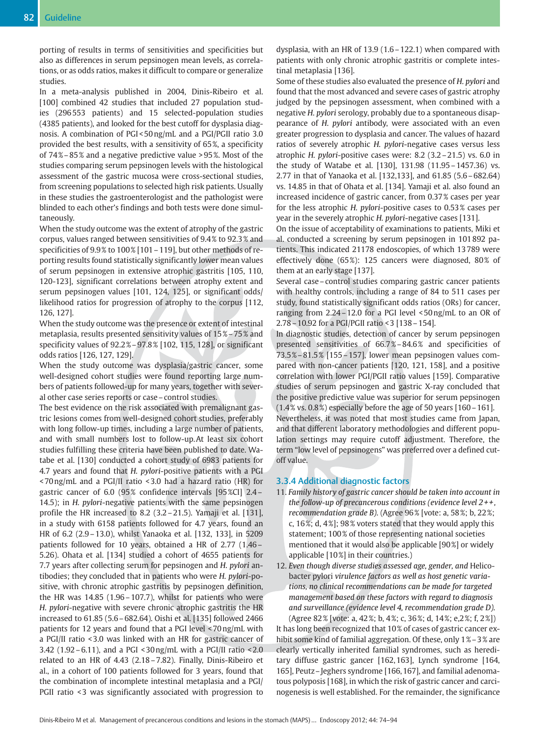porting of results in terms of sensitivities and specificities but also as differences in serum pepsinogen mean levels, as correlations, or as odds ratios, makes it difficult to compare or generalize studies.

In a meta-analysis published in 2004, Dinis-Ribeiro et al. [100] combined 42 studies that included 27 population studies (296 553 patients) and 15 selected-population studies (4385 patients), and looked for the best cutoff for dysplasia diagnosis. A combination of PGI < 50 ng/mL and a PGI/PGII ratio 3.0 provided the best results, with a sensitivity of 65 %, a specificity of 74 % – 85 % and a negative predictive value > 95 %. Most of the studies comparing serum pepsinogen levels with the histological assessment of the gastric mucosa were cross-sectional studies, from screening populations to selected high risk patients. Usually in these studies the gastroenterologist and the pathologist were blinded to each other's findings and both tests were done simultaneously.

When the study outcome was the extent of atrophy of the gastric corpus, values ranged between sensitivities of 9.4 % to 92.3 % and specificities of 9.9 % to 100 % [101 – 119], but other methods of reporting results found statistically significantly lower mean values of serum pepsinogen in extensive atrophic gastritis [105, 110, 120-123], significant correlations between atrophy extent and serum pepsinogen values [101, 124, 125], or significant odds/likelihood ratios for progression of atrophy to the corpus [112, 126, 127].

When the study outcome was the presence or extent of intestinal metaplasia, results presented sensitivity values of 15 % – 75 % and specificity values of 92.2 % – 97.8 % [102, 115, 128], or significant odds ratios [126, 127, 129].

When the study outcome was dysplasia/gastric cancer, some well-designed cohort studies were found reporting large numbers of patients followed-up for many years, together with several other case series reports or case – control studies.

The best evidence on the risk associated with premalignant gastric lesions comes from well-designed cohort studies, preferably with long follow-up times, including a large number of patients, and with small numbers lost to follow-up. At least six cohort studies fulfilling these criteria have been published to date. Watabe et al. [130] conducted a cohort study of 6983 patients for 4.7 years and found that *H. pylori*-positive patients with a PGI < 70 ng/mL and a PGI/II ratio < 3.0 had a hazard ratio (HR) for gastric cancer of 6.0 (95 % confidence intervals [95 %CI] 2.4 – 14.5); in *H. pylori*-negative patients with the same pepsinogen profile the HR increased to 8.2 (3.2 – 21.5). Yamaji et al. [131], in a study with 6158 patients followed for 4.7 years, found an HR of 6.2 (2.9 – 13.0), whilst Yanaoka et al. [132, 133], in 5209 patients followed for 10 years, obtained a HR of 2.77 (1.46 – 5.26). Ohata et al. [134] studied a cohort of 4655 patients for 7.7 years after collecting serum for pepsinogen and *H. pylori* antibodies; they concluded that in patients who were *H. pylori*-positive, with chronic atrophic gastritis by pepsinogen definition, the HR was 14.85 (1.96 – 107.7), whilst for patients who were *H. pylori*-negative with severe chronic atrophic gastritis the HR increased to 61.85 (5.6 – 682.64). Oishi et al. [135] followed 2466 patients for 12 years and found that a PGI level < 70 ng/mL with a PGI/II ratio < 3.0 was linked with an HR for gastric cancer of 3.42 (1.92 – 6.11), and a PGI < 30 ng/mL with a PGI/II ratio < 2.0 related to an HR of 4.43 (2.18 – 7.82). Finally, Dinis-Ribeiro et al., in a cohort of 100 patients followed for 3 years, found that the combination of incomplete intestinal metaplasia and a PGI/PGII ratio < 3 was significantly associated with progression to dysplasia, with an HR of 13.9 (1.6 – 122.1) when compared with patients with only chronic atrophic gastritis or complete intestinal metaplasia [136].

Some of these studies also evaluated the presence of *H. pylori* and found that the most advanced and severe cases of gastric atrophy judged by the pepsinogen assessment, when combined with a negative *H. pylori* serology, probably due to a spontaneous disappearance of *H. pylori* antibody, were associated with an even greater progression to dysplasia and cancer. The values of hazard ratios of severely atrophic *H. pylori*-negative cases versus less atrophic *H. pylori*-positive cases were: 8.2 (3.2 – 21.5) vs. 6.0 in the study of Watabe et al. [130], 131.98 (11.95 – 1457.36) vs. 2.77 in that of Yanaoka et al. [132,133], and 61.85 (5.6 – 682.64) vs. 14.85 in that of Ohata et al. [134]. Yamaji et al. also found an increased incidence of gastric cancer, from 0.37 % cases per year for the less atrophic *H. pylori*-positive cases to 0.53 % cases per year in the severely atrophic *H. pylori*-negative cases [131].

On the issue of acceptability of examinations to patients, Miki et al. conducted a screening by serum pepsinogen in 101 892 patients. This indicated 21 178 endoscopies, of which 13 789 were effectively done (65 %): 125 cancers were diagnosed, 80 % of them at an early stage [137].

Several case – control studies comparing gastric cancer patients with healthy controls, including a range of 84 to 511 cases per study, found statistically significant odds ratios (ORs) for cancer, ranging from 2.24 – 12.0 for a PGI level < 50 ng/mL to an OR of 2.78 – 10.92 for a PGI/PGII ratio < 3 [138 – 154].

In diagnostic studies, detection of cancer by serum pepsinogen presented sensitivities of 66.7 % – 84.6 % and specificities of 73.5 % – 81.5 % [155 – 157], lower mean pepsinogen values compared with non-cancer patients [120, 121, 158], and a positive correlation with lower PGI/PGII ratio values [159]. Comparative studies of serum pepsinogen and gastric X-ray concluded that the positive predictive value was superior for serum pepsinogen (1.4 % vs. 0.8 %) especially before the age of 50 years [160 – 161].

Nevertheless, it was noted that most studies came from Japan, and that different laboratory methodologies and different population settings may require cutoff adjustment. Therefore, the term "low level of pepsinogens" was preferred over a defined cutoff value.

### 3.3.4 Additional diagnostic factors

11. *Family history of gastric cancer should be taken into account in the follow-up of precancerous conditions (evidence level 2++, recommendation grade B).* (Agree 96 % [vote: a, 58 %; b, 22 %; c, 16 %; d, 4 %]; 98 % voters stated that they would apply this statement; 100 % of those representing national societies mentioned that it would also be applicable [90 %] or widely applicable [10 %] in their countries.)
12. *Even though diverse studies assessed age, gender, and* Helicobacter pylori *virulence factors as well as host genetic variations, no clinical recommendations can be made for targeted management based on these factors with regard to diagnosis and surveillance (evidence level 4, recommendation grade D).* (Agree 82 % [vote: a, 42 %; b, 4 %; c, 36 %; d, 14 %; e, 2 %; f, 2 %])

It has long been recognized that 10 % of cases of gastric cancer exhibit some kind of familial aggregation. Of these, only 1 % – 3 % are clearly vertically inherited familial syndromes, such as hereditary diffuse gastric gancer [162, 163], Lynch syndrome [164, 165], Peutz – Jeghers syndrome [166, 167], and familial adenomatous polyposis [168], in which the risk of gastric cancer and carcinogenesis is well established. For the remainder, the significance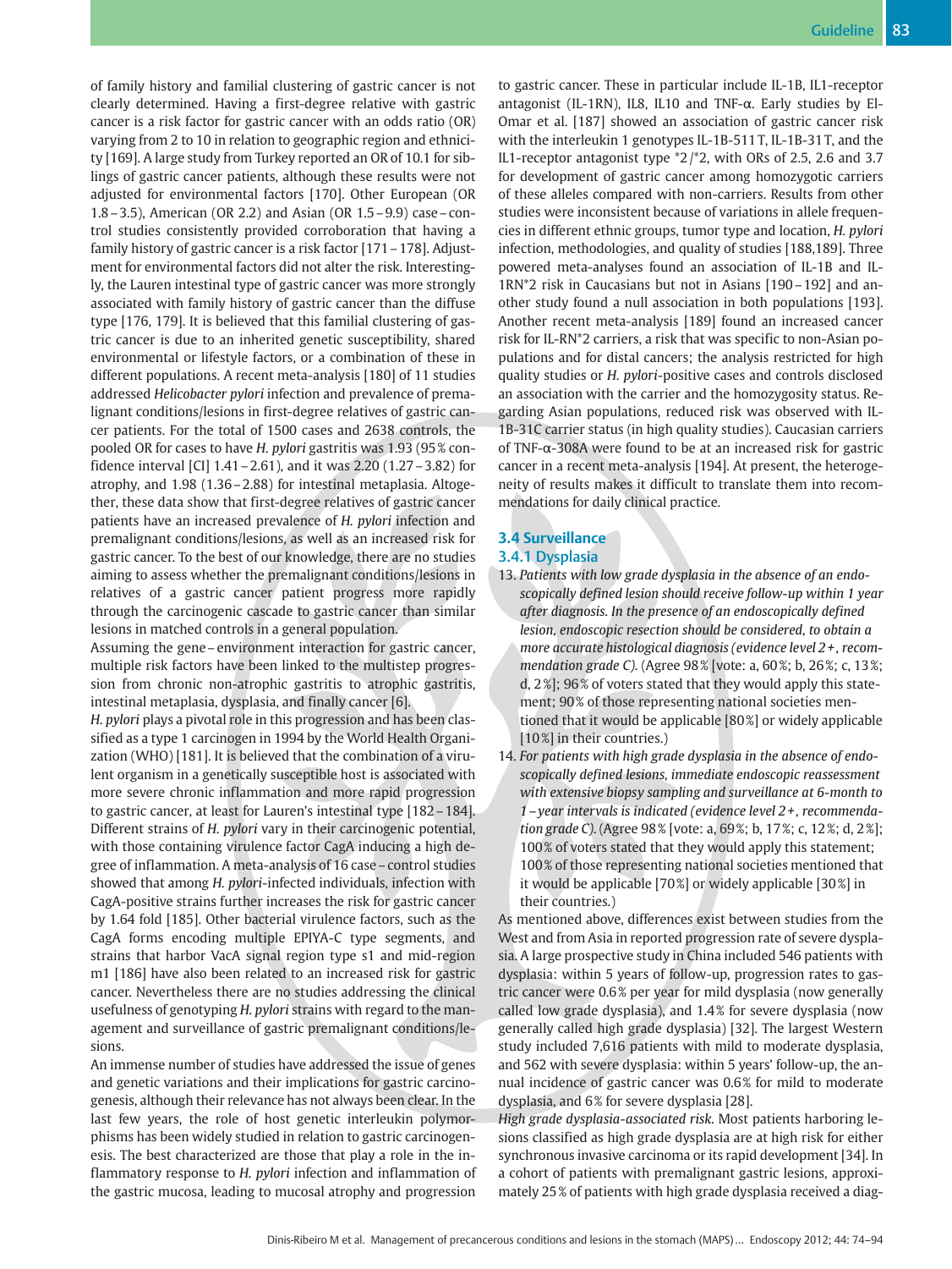of family history and familial clustering of gastric cancer is not clearly determined. Having a first-degree relative with gastric cancer is a risk factor for gastric cancer with an odds ratio (OR) varying from 2 to 10 in relation to geographic region and ethnicity [169]. A large study from Turkey reported an OR of 10.1 for siblings of gastric cancer patients, although these results were not adjusted for environmental factors [170]. Other European (OR 1.8 – 3.5), American (OR 2.2) and Asian (OR 1.5 – 9.9) case – control studies consistently provided corroboration that having a family history of gastric cancer is a risk factor [171 – 178]. Adjustment for environmental factors did not alter the risk. Interestingly, the Lauren intestinal type of gastric cancer was more strongly associated with family history of gastric cancer than the diffuse type [176, 179]. It is believed that this familial clustering of gastric cancer is due to an inherited genetic susceptibility, shared environmental or lifestyle factors, or a combination of these in different populations. A recent meta-analysis [180] of 11 studies addressed *Helicobacter pylori* infection and prevalence of premalignant conditions/lesions in first-degree relatives of gastric cancer patients. For the total of 1500 cases and 2638 controls, the pooled OR for cases to have *H. pylori* gastritis was 1.93 (95 % confidence interval [CI] 1.41 – 2.61), and it was 2.20 (1.27 – 3.82) for atrophy, and 1.98 (1.36 – 2.88) for intestinal metaplasia. Altogether, these data show that first-degree relatives of gastric cancer patients have an increased prevalence of *H. pylori* infection and premalignant conditions/lesions, as well as an increased risk for gastric cancer. To the best of our knowledge, there are no studies aiming to assess whether the premalignant conditions/lesions in relatives of a gastric cancer patient progress more rapidly through the carcinogenic cascade to gastric cancer than similar lesions in matched controls in a general population.

Assuming the gene – environment interaction for gastric cancer, multiple risk factors have been linked to the multistep progression from chronic non-atrophic gastritis to atrophic gastritis, intestinal metaplasia, dysplasia, and finally cancer [6].

*H. pylori* plays a pivotal role in this progression and has been classified as a type 1 carcinogen in 1994 by the World Health Organization (WHO) [181]. It is believed that the combination of a virulent organism in a genetically susceptible host is associated with more severe chronic inflammation and more rapid progression to gastric cancer, at least for Lauren's intestinal type [182 – 184]. Different strains of *H. pylori* vary in their carcinogenic potential, with those containing virulence factor CagA inducing a high degree of inflammation. A meta-analysis of 16 case – control studies showed that among *H. pylori*-infected individuals, infection with CagA-positive strains further increases the risk for gastric cancer by 1.64 fold [185]. Other bacterial virulence factors, such as the CagA forms encoding multiple EPIYA-C type segments, and strains that harbor VacA signal region type s1 and mid-region m1 [186] have also been related to an increased risk for gastric cancer. Nevertheless there are no studies addressing the clinical usefulness of genotyping *H. pylori* strains with regard to the management and surveillance of gastric premalignant conditions/lesions.

An immense number of studies have addressed the issue of genes and genetic variations and their implications for gastric carcinogenesis, although their relevance has not always been clear. In the last few years, the role of host genetic interleukin polymorphisms has been widely studied in relation to gastric carcinogenesis. The best characterized are those that play a role in the inflammatory response to *H. pylori* infection and inflammation of the gastric mucosa, leading to mucosal atrophy and progression to gastric cancer. These in particular include IL-1B, IL1-receptor antagonist (IL-1RN), IL8, IL10 and TNF-α. Early studies by El-Omar et al. [187] showed an association of gastric cancer risk with the interleukin 1 genotypes IL-1B-511 T, IL-1B-31 T, and the IL1-receptor antagonist type *2 /*2, with ORs of 2.5, 2.6 and 3.7 for development of gastric cancer among homozygotic carriers of these alleles compared with non-carriers. Results from other studies were inconsistent because of variations in allele frequencies in different ethnic groups, tumor type and location, *H. pylori* infection, methodologies, and quality of studies [188,189]. Three powered meta-analyses found an association of IL-1B and IL-1RN*2 risk in Caucasians but not in Asians [190 – 192] and another study found a null association in both populations [193]. Another recent meta-analysis [189] found an increased cancer risk for IL-RN*2 carriers, a risk that was specific to non-Asian populations and for distal cancers; the analysis restricted for high quality studies or *H. pylori*-positive cases and controls disclosed an association with the carrier and the homozygosity status. Regarding Asian populations, reduced risk was observed with IL-1B-31C carrier status (in high quality studies). Caucasian carriers of TNF-α-308A were found to be at an increased risk for gastric cancer in a recent meta-analysis [194]. At present, the heterogeneity of results makes it difficult to translate them into recommendations for daily clinical practice.

## 3.4 Surveillance

### 3.4.1 Dysplasia

13. *Patients with low grade dysplasia in the absence of an endoscopically defined lesion should receive follow-up within 1 year after diagnosis. In the presence of an endoscopically defined lesion, endoscopic resection should be considered, to obtain a more accurate histological diagnosis (evidence level 2+, recommendation grade C).* (Agree 98 % [vote: a, 60 %; b, 26 %; c, 13 %; d, 2 %]; 96 % of voters stated that they would apply this statement; 90 % of those representing national societies mentioned that it would be applicable [80 %] or widely applicable [10 %] in their countries.)
14. *For patients with high grade dysplasia in the absence of endoscopically defined lesions, immediate endoscopic reassessment with extensive biopsy sampling and surveillance at 6-month to 1 – year intervals is indicated (evidence level 2+, recommendation grade C).* (Agree 98 % [vote: a, 69 %; b, 17 %; c, 12 %; d, 2 %]; 100 % of voters stated that they would apply this statement; 100 % of those representing national societies mentioned that it would be applicable [70 %] or widely applicable [30 %] in their countries.)

As mentioned above, differences exist between studies from the West and from Asia in reported progression rate of severe dysplasia. A large prospective study in China included 546 patients with dysplasia: within 5 years of follow-up, progression rates to gastric cancer were 0.6 % per year for mild dysplasia (now generally called low grade dysplasia), and 1.4 % for severe dysplasia (now generally called high grade dysplasia) [32]. The largest Western study included 7,616 patients with mild to moderate dysplasia, and 562 with severe dysplasia: within 5 years' follow-up, the annual incidence of gastric cancer was 0.6 % for mild to moderate dysplasia, and 6 % for severe dysplasia [28].

*High grade dysplasia-associated risk.* Most patients harboring lesions classified as high grade dysplasia are at high risk for either synchronous invasive carcinoma or its rapid development [34]. In a cohort of patients with premalignant gastric lesions, approximately 25 % of patients with high grade dysplasia received a diag-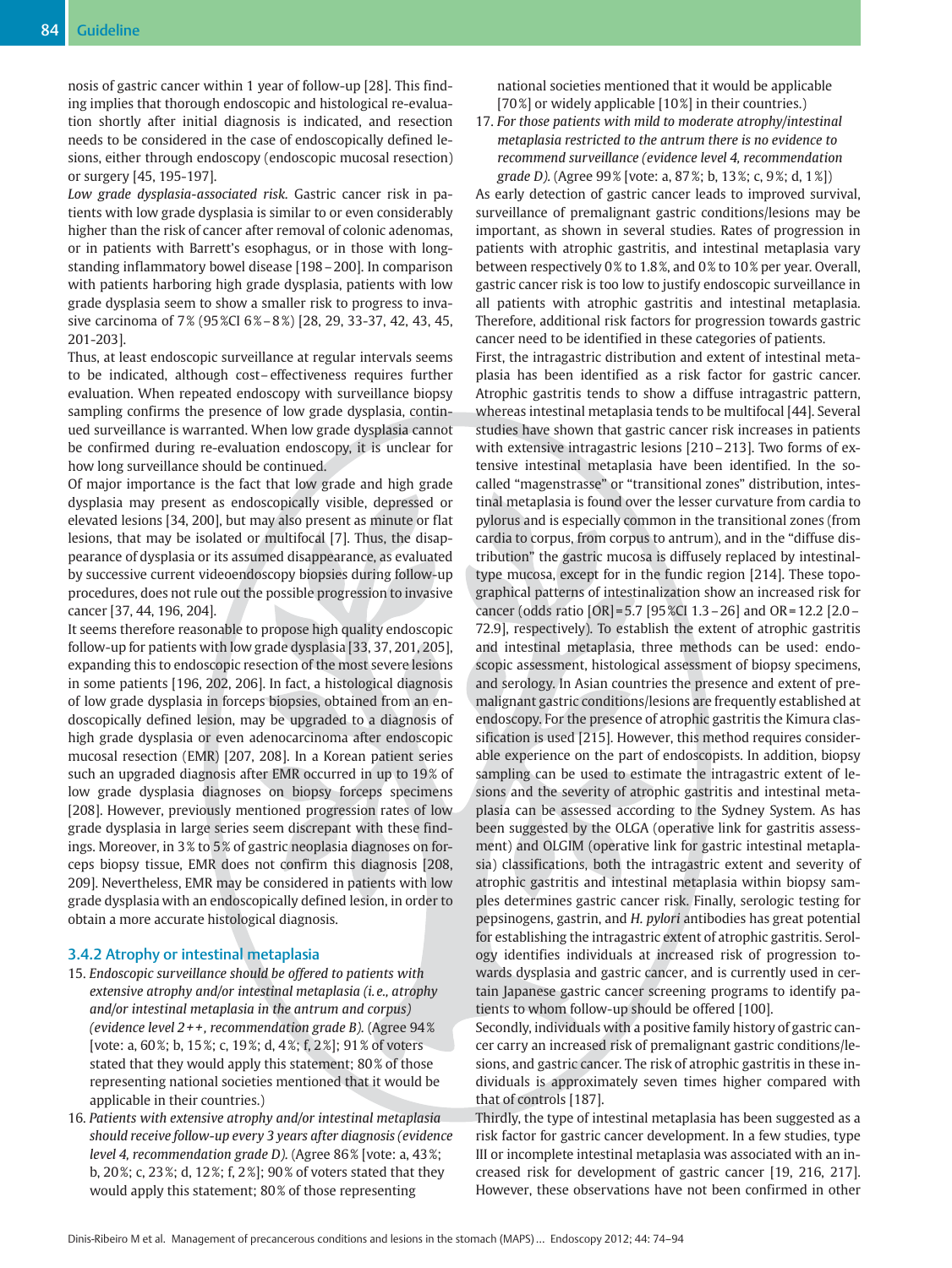nosis of gastric cancer within 1 year of follow-up [28]. This finding implies that thorough endoscopic and histological re-evaluation shortly after initial diagnosis is indicated, and resection needs to be considered in the case of endoscopically defined lesions, either through endoscopy (endoscopic mucosal resection) or surgery [45, 195-197].

*Low grade dysplasia-associated risk.* Gastric cancer risk in patients with low grade dysplasia is similar to or even considerably higher than the risk of cancer after removal of colonic adenomas, or in patients with Barrett's esophagus, or in those with long-standing inflammatory bowel disease [198–200]. In comparison with patients harboring high grade dysplasia, patients with low grade dysplasia seem to show a smaller risk to progress to invasive carcinoma of 7% (95%CI 6%–8%) [28, 29, 33-37, 42, 43, 45, 201-203].

Thus, at least endoscopic surveillance at regular intervals seems to be indicated, although cost–effectiveness requires further evaluation. When repeated endoscopy with surveillance biopsy sampling confirms the presence of low grade dysplasia, continued surveillance is warranted. When low grade dysplasia cannot be confirmed during re-evaluation endoscopy, it is unclear for how long surveillance should be continued.

Of major importance is the fact that low grade and high grade dysplasia may present as endoscopically visible, depressed or elevated lesions [34, 200], but may also present as minute or flat lesions, that may be isolated or multifocal [7]. Thus, the disappearance of dysplasia or its assumed disappearance, as evaluated by successive current videoendoscopy biopsies during follow-up procedures, does not rule out the possible progression to invasive cancer [37, 44, 196, 204].

It seems therefore reasonable to propose high quality endoscopic follow-up for patients with low grade dysplasia [33, 37, 201, 205], expanding this to endoscopic resection of the most severe lesions in some patients [196, 202, 206]. In fact, a histological diagnosis of low grade dysplasia in forceps biopsies, obtained from an endoscopically defined lesion, may be upgraded to a diagnosis of high grade dysplasia or even adenocarcinoma after endoscopic mucosal resection (EMR) [207, 208]. In a Korean patient series such an upgraded diagnosis after EMR occurred in up to 19% of low grade dysplasia diagnoses on biopsy forceps specimens [208]. However, previously mentioned progression rates of low grade dysplasia in large series seem discrepant with these findings. Moreover, in 3% to 5% of gastric neoplasia diagnoses on forceps biopsy tissue, EMR does not confirm this diagnosis [208, 209]. Nevertheless, EMR may be considered in patients with low grade dysplasia with an endoscopically defined lesion, in order to obtain a more accurate histological diagnosis.

### 3.4.2 Atrophy or intestinal metaplasia

15. *Endoscopic surveillance should be offered to patients with extensive atrophy and/or intestinal metaplasia (i.e., atrophy and/or intestinal metaplasia in the antrum and corpus) (evidence level 2++, recommendation grade B).* (Agree 94% [vote: a, 60%; b, 15%; c, 19%; d, 4%; f, 2%]; 91% of voters stated that they would apply this statement; 80% of those representing national societies mentioned that it would be applicable in their countries.)
16. *Patients with extensive atrophy and/or intestinal metaplasia should receive follow-up every 3 years after diagnosis (evidence level 4, recommendation grade D).* (Agree 86% [vote: a, 43%; b, 20%; c, 23%; d, 12%; f, 2%]; 90% of voters stated that they would apply this statement; 80% of those representing national societies mentioned that it would be applicable [70%] or widely applicable [10%] in their countries.)
17. *For those patients with mild to moderate atrophy/intestinal metaplasia restricted to the antrum there is no evidence to recommend surveillance (evidence level 4, recommendation grade D).* (Agree 99% [vote: a, 87%; b, 13%; c, 9%; d, 1%])

As early detection of gastric cancer leads to improved survival, surveillance of premalignant gastric conditions/lesions may be important, as shown in several studies. Rates of progression in patients with atrophic gastritis, and intestinal metaplasia vary between respectively 0% to 1.8%, and 0% to 10% per year. Overall, gastric cancer risk is too low to justify endoscopic surveillance in all patients with atrophic gastritis and intestinal metaplasia. Therefore, additional risk factors for progression towards gastric cancer need to be identified in these categories of patients.

First, the intragastric distribution and extent of intestinal metaplasia has been identified as a risk factor for gastric cancer. Atrophic gastritis tends to show a diffuse intragastric pattern, whereas intestinal metaplasia tends to be multifocal [44]. Several studies have shown that gastric cancer risk increases in patients with extensive intragastric lesions [210–213]. Two forms of extensive intestinal metaplasia have been identified. In the so-called "magenstrasse" or "transitional zones" distribution, intestinal metaplasia is found over the lesser curvature from cardia to pylorus and is especially common in the transitional zones (from cardia to corpus, from corpus to antrum), and in the "diffuse distribution" the gastric mucosa is diffusely replaced by intestinal-type mucosa, except for in the fundic region [214]. These topographical patterns of intestinalization show an increased risk for cancer (odds ratio [OR] = 5.7 [95%CI 1.3–26] and OR = 12.2 [2.0–72.9], respectively). To establish the extent of atrophic gastritis and intestinal metaplasia, three methods can be used: endoscopic assessment, histological assessment of biopsy specimens, and serology. In Asian countries the presence and extent of premalignant gastric conditions/lesions are frequently established at endoscopy. For the presence of atrophic gastritis the Kimura classification is used [215]. However, this method requires considerable experience on the part of endoscopists. In addition, biopsy sampling can be used to estimate the intragastric extent of lesions and the severity of atrophic gastritis and intestinal metaplasia can be assessed according to the Sydney System. As has been suggested by the OLGA (operative link for gastritis assessment) and OLGIM (operative link for gastric intestinal metaplasia) classifications, both the intragastric extent and severity of atrophic gastritis and intestinal metaplasia within biopsy samples determines gastric cancer risk. Finally, serologic testing for pepsinogens, gastrin, and *H. pylori* antibodies has great potential for establishing the intragastric extent of atrophic gastritis. Serology identifies individuals at increased risk of progression towards dysplasia and gastric cancer, and is currently used in certain Japanese gastric cancer screening programs to identify patients to whom follow-up should be offered [100].

Secondly, individuals with a positive family history of gastric cancer carry an increased risk of premalignant gastric conditions/lesions, and gastric cancer. The risk of atrophic gastritis in these individuals is approximately seven times higher compared with that of controls [187].

Thirdly, the type of intestinal metaplasia has been suggested as a risk factor for gastric cancer development. In a few studies, type III or incomplete intestinal metaplasia was associated with an increased risk for development of gastric cancer [19, 216, 217]. However, these observations have not been confirmed in other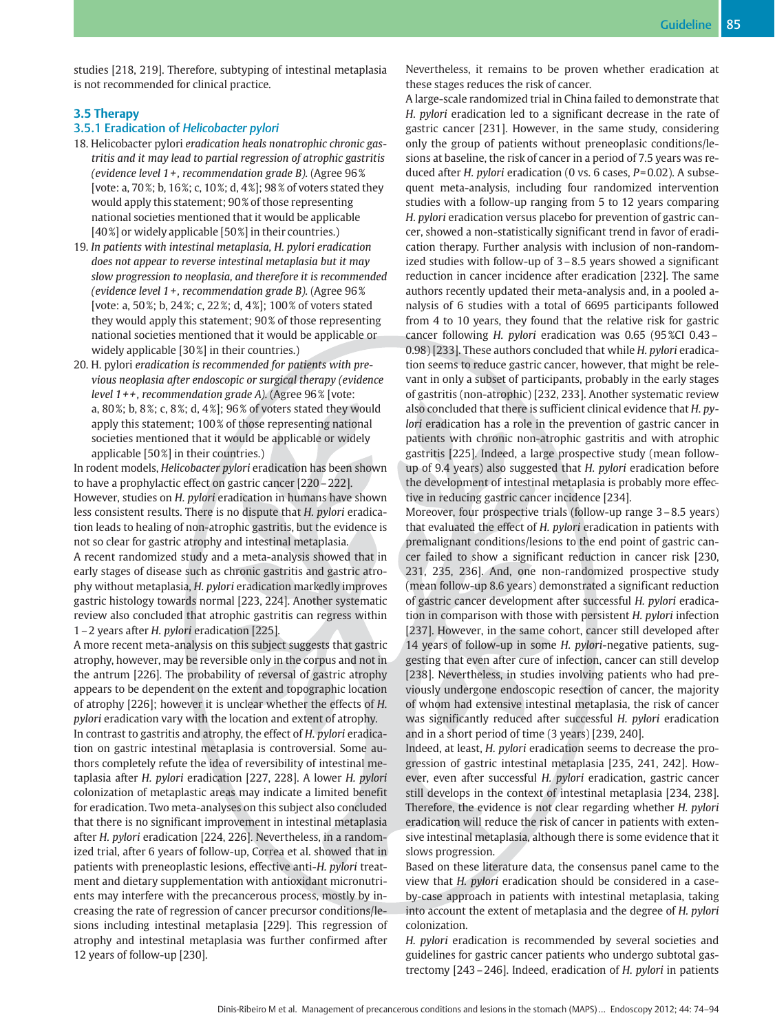studies [218, 219]. Therefore, subtyping of intestinal metaplasia is not recommended for clinical practice.

### 3.5 Therapy

### 3.5.1 Eradication of *Helicobacter pylori*

18. Helicobacter pylori *eradication heals nonatrophic chronic gastritis and it may lead to partial regression of atrophic gastritis (evidence level 1+, recommendation grade B).* (Agree 96% [vote: a, 70%; b, 16%; c, 10%; d, 4%]; 98% of voters stated they would apply this statement; 90% of those representing national societies mentioned that it would be applicable [40%] or widely applicable [50%] in their countries.)
19. *In patients with intestinal metaplasia, H. pylori eradication does not appear to reverse intestinal metaplasia but it may slow progression to neoplasia, and therefore it is recommended (evidence level 1+, recommendation grade B).* (Agree 96% [vote: a, 50%; b, 24%; c, 22%; d, 4%]; 100% of voters stated they would apply this statement; 90% of those representing national societies mentioned that it would be applicable or widely applicable [30%] in their countries.)
20. H. pylori *eradication is recommended for patients with previous neoplasia after endoscopic or surgical therapy (evidence level 1++, recommendation grade A).* (Agree 96% [vote: a, 80%; b, 8%; c, 8%; d, 4%]; 96% of voters stated they would apply this statement; 100% of those representing national societies mentioned that it would be applicable or widely applicable [50%] in their countries.)

In rodent models, *Helicobacter pylori* eradication has been shown to have a prophylactic effect on gastric cancer [220–222].
However, studies on *H. pylori* eradication in humans have shown less consistent results. There is no dispute that *H. pylori* eradication leads to healing of non-atrophic gastritis, but the evidence is not so clear for gastric atrophy and intestinal metaplasia.
A recent randomized study and a meta-analysis showed that in early stages of disease such as chronic gastritis and gastric atrophy without metaplasia, *H. pylori* eradication markedly improves gastric histology towards normal [223, 224]. Another systematic review also concluded that atrophic gastritis can regress within 1–2 years after *H. pylori* eradication [225].
A more recent meta-analysis on this subject suggests that gastric atrophy, however, may be reversible only in the corpus and not in the antrum [226]. The probability of reversal of gastric atrophy appears to be dependent on the extent and topographic location of atrophy [226]; however it is unclear whether the effects of *H. pylori* eradication vary with the location and extent of atrophy.
In contrast to gastritis and atrophy, the effect of *H. pylori* eradication on gastric intestinal metaplasia is controversial. Some authors completely refute the idea of reversibility of intestinal metaplasia after *H. pylori* eradication [227, 228]. A lower *H. pylori* colonization of metaplastic areas may indicate a limited benefit for eradication. Two meta-analyses on this subject also concluded that there is no significant improvement in intestinal metaplasia after *H. pylori* eradication [224, 226]. Nevertheless, in a randomized trial, after 6 years of follow-up, Correa et al. showed that in patients with preneoplastic lesions, effective anti-*H. pylori* treatment and dietary supplementation with antioxidant micronutrients may interfere with the precancerous process, mostly by increasing the rate of regression of cancer precursor conditions/lesions including intestinal metaplasia [229]. This regression of atrophy and intestinal metaplasia was further confirmed after 12 years of follow-up [230].

Nevertheless, it remains to be proven whether eradication at these stages reduces the risk of cancer.
A large-scale randomized trial in China failed to demonstrate that *H. pylori* eradication led to a significant decrease in the rate of gastric cancer [231]. However, in the same study, considering only the group of patients without preneoplastic conditions/lesions at baseline, the risk of cancer in a period of 7.5 years was reduced after *H. pylori* eradication (0 vs. 6 cases, $P=0.02$). A subsequent meta-analysis, including four randomized intervention studies with a follow-up ranging from 5 to 12 years comparing *H. pylori* eradication versus placebo for prevention of gastric cancer, showed a non-statistically significant trend in favor of eradication therapy. Further analysis with inclusion of non-randomized studies with follow-up of 3–8.5 years showed a significant reduction in cancer incidence after eradication [232]. The same authors recently updated their meta-analysis and, in a pooled analysis of 6 studies with a total of 6695 participants followed from 4 to 10 years, they found that the relative risk for gastric cancer following *H. pylori* eradication was 0.65 (95%CI 0.43–0.98) [233]. These authors concluded that while *H. pylori* eradication seems to reduce gastric cancer, however, that might be relevant in only a subset of participants, probably in the early stages of gastritis (non-atrophic) [232, 233]. Another systematic review also concluded that there is sufficient clinical evidence that *H. pylori* eradication has a role in the prevention of gastric cancer in patients with chronic non-atrophic gastritis and with atrophic gastritis [225]. Indeed, a large prospective study (mean follow-up of 9.4 years) also suggested that *H. pylori* eradication before the development of intestinal metaplasia is probably more effective in reducing gastric cancer incidence [234].
Moreover, four prospective trials (follow-up range 3–8.5 years) that evaluated the effect of *H. pylori* eradication in patients with premalignant conditions/lesions to the end point of gastric cancer failed to show a significant reduction in cancer risk [230, 231, 235, 236]. And, one non-randomized prospective study (mean follow-up 8.6 years) demonstrated a significant reduction of gastric cancer development after successful *H. pylori* eradication in comparison with those with persistent *H. pylori* infection [237]. However, in the same cohort, cancer still developed after 14 years of follow-up in some *H. pylori*-negative patients, suggesting that even after cure of infection, cancer can still develop [238]. Nevertheless, in studies involving patients who had previously undergone endoscopic resection of cancer, the majority of whom had extensive intestinal metaplasia, the risk of cancer was significantly reduced after successful *H. pylori* eradication and in a short period of time (3 years) [239, 240].
Indeed, at least, *H. pylori* eradication seems to decrease the progression of gastric intestinal metaplasia [235, 241, 242]. However, even after successful *H. pylori* eradication, gastric cancer still develops in the context of intestinal metaplasia [234, 238]. Therefore, the evidence is not clear regarding whether *H. pylori* eradication will reduce the risk of cancer in patients with extensive intestinal metaplasia, although there is some evidence that it slows progression.
Based on these literature data, the consensus panel came to the view that *H. pylori* eradication should be considered in a case-by-case approach in patients with intestinal metaplasia, taking into account the extent of metaplasia and the degree of *H. pylori* colonization.
*H. pylori* eradication is recommended by several societies and guidelines for gastric cancer patients who undergo subtotal gastrectomy [243–246]. Indeed, eradication of *H. pylori* in patients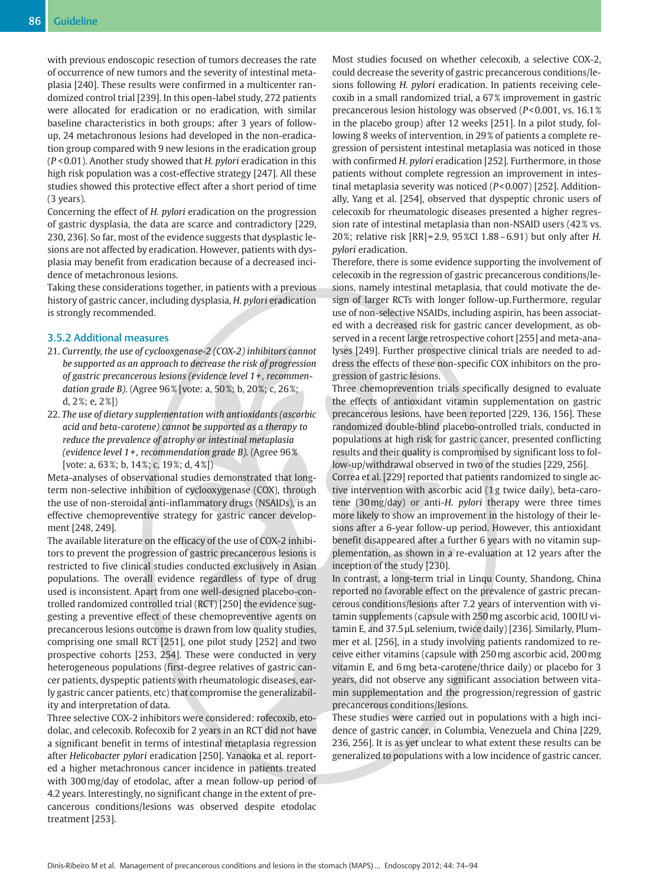with previous endoscopic resection of tumors decreases the rate of occurrence of new tumors and the severity of intestinal metaplasia [240]. These results were confirmed in a multicenter randomized control trial [239]. In this open-label study, 272 patients were allocated for eradication or no eradication, with similar baseline characteristics in both groups; after 3 years of follow-up, 24 metachronous lesions had developed in the non-eradication group compared with 9 new lesions in the eradication group ($P<0.01$). Another study showed that *H. pylori* eradication in this high risk population was a cost-effective strategy [247]. All these studies showed this protective effect after a short period of time (3 years).

Concerning the effect of *H. pylori* eradication on the progression of gastric dysplasia, the data are scarce and contradictory [229, 230, 236]. So far, most of the evidence suggests that dysplastic lesions are not affected by eradication. However, patients with dysplasia may benefit from eradication because of a decreased incidence of metachronous lesions.

Taking these considerations together, in patients with a previous history of gastric cancer, including dysplasia, *H. pylori* eradication is strongly recommended.

### 3.5.2 Additional measures

21. *Currently, the use of cyclooxygenase-2 (COX-2) inhibitors cannot be supported as an approach to decrease the risk of progression of gastric precancerous lesions (evidence level 1+, recommendation grade B).* (Agree 96% [vote: a, 50%; b, 20%; c, 26%; d, 2%; e, 2%])
22. *The use of dietary supplementation with antioxidants (ascorbic acid and beta-carotene) cannot be supported as a therapy to reduce the prevalence of atrophy or intestinal metaplasia (evidence level 1+, recommendation grade B).* (Agree 96% [vote: a, 63%; b, 14%; c, 19%; d, 4%])

Meta-analyses of observational studies demonstrated that long-term non-selective inhibition of cyclooxygenase (COX), through the use of non-steroidal anti-inflammatory drugs (NSAIDs), is an effective chemopreventive strategy for gastric cancer development [248, 249].

The available literature on the efficacy of the use of COX-2 inhibitors to prevent the progression of gastric precancerous lesions is restricted to five clinical studies conducted exclusively in Asian populations. The overall evidence regardless of type of drug used is inconsistent. Apart from one well-designed placebo-controlled randomized controlled trial (RCT) [250] the evidence suggesting a preventive effect of these chemopreventive agents on precancerous lesions outcome is drawn from low quality studies, comprising one small RCT [251], one pilot study [252] and two prospective cohorts [253, 254]. These were conducted in very heterogeneous populations (first-degree relatives of gastric cancer patients, dyspeptic patients with rheumatologic diseases, early gastric cancer patients, etc) that compromise the generalizability and interpretation of data.

Three selective COX-2 inhibitors were considered: rofecoxib, etodolac, and celecoxib. Rofecoxib for 2 years in an RCT did not have a significant benefit in terms of intestinal metaplasia regression after *Helicobacter pylori* eradication [250]. Yanaoka et al. reported a higher metachronous cancer incidence in patients treated with 300 mg/day of etodolac, after a mean follow-up period of 4.2 years. Interestingly, no significant change in the extent of precancerous conditions/lesions was observed despite etodolac treatment [253].

Most studies focused on whether celecoxib, a selective COX-2, could decrease the severity of gastric precancerous conditions/lesions following *H. pylori* eradication. In patients receiving celecoxib in a small randomized trial, a 67% improvement in gastric precancerous lesion histology was observed ($P<0.001$, vs. 16.1% in the placebo group) after 12 weeks [251]. In a pilot study, following 8 weeks of intervention, in 29% of patients a complete regression of persistent intestinal metaplasia was noticed in those with confirmed *H. pylori* eradication [252]. Furthermore, in those patients without complete regression an improvement in intestinal metaplasia severity was noticed ($P<0.007$) [252]. Additionally, Yang et al. [254], observed that dyspeptic chronic users of celecoxib for rheumatologic diseases presented a higher regression rate of intestinal metaplasia than non-NSAID users (42% vs. 20%; relative risk [RR] = 2.9, 95%CI 1.88 – 6.91) but only after *H. pylori* eradication.

Therefore, there is some evidence supporting the involvement of celecoxib in the regression of gastric precancerous conditions/lesions, namely intestinal metaplasia, that could motivate the design of larger RCTs with longer follow-up. Furthermore, regular use of non-selective NSAIDs, including aspirin, has been associated with a decreased risk for gastric cancer development, as observed in a recent large retrospective cohort [255] and meta-analyses [249]. Further prospective clinical trials are needed to address the effects of these non-specific COX inhibitors on the progression of gastric lesions.

Three chemoprevention trials specifically designed to evaluate the effects of antioxidant vitamin supplementation on gastric precancerous lesions, have been reported [229, 136, 156]. These randomized double-blind placebo-ontrolled trials, conducted in populations at high risk for gastric cancer, presented conflicting results and their quality is compromised by significant loss to follow-up/withdrawal observed in two of the studies [229, 256].

Correa et al. [229] reported that patients randomized to single active intervention with ascorbic acid (1 g twice daily), beta-carotene (30 mg/day) or anti-*H. pylori* therapy were three times more likely to show an improvement in the histology of their lesions after a 6-year follow-up period. However, this antioxidant benefit disappeared after a further 6 years with no vitamin supplementation, as shown in a re-evaluation at 12 years after the inception of the study [230].

In contrast, a long-term trial in Linqu County, Shandong, China reported no favorable effect on the prevalence of gastric precancerous conditions/lesions after 7.2 years of intervention with vitamin supplements (capsule with 250 mg ascorbic acid, 100 IU vitamin E, and 37.5 μL selenium, twice daily) [236]. Similarly, Plummer et al. [256], in a study involving patients randomized to receive either vitamins (capsule with 250 mg ascorbic acid, 200 mg vitamin E, and 6 mg beta-carotene/thrice daily) or placebo for 3 years, did not observe any significant association between vitamin supplementation and the progression/regression of gastric precancerous conditions/lesions.

These studies were carried out in populations with a high incidence of gastric cancer, in Columbia, Venezuela and China [229, 236, 256]. It is as yet unclear to what extent these results can be generalized to populations with a low incidence of gastric cancer.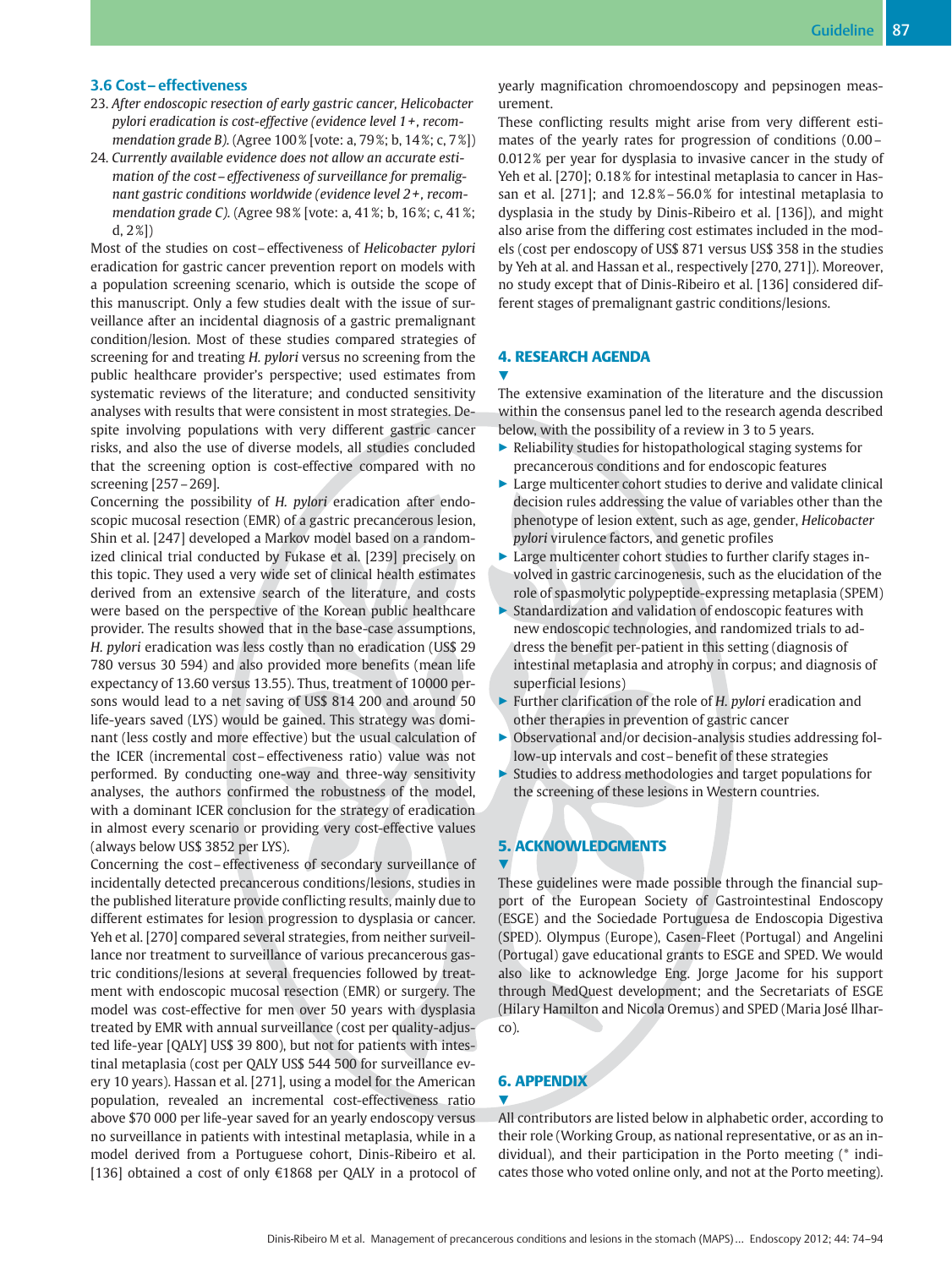### 3.6 Cost – effectiveness

23. *After endoscopic resection of early gastric cancer, Helicobacter pylori eradication is cost-effective (evidence level 1 +, recommendation grade B).* (Agree 100 % [vote: a, 79 %; b, 14 %; c, 7 %])
24. *Currently available evidence does not allow an accurate estimation of the cost – effectiveness of surveillance for premalignant gastric conditions worldwide (evidence level 2 +, recommendation grade C).* (Agree 98 % [vote: a, 41 %; b, 16 %; c, 41 %; d, 2 %])

Most of the studies on cost – effectiveness of *Helicobacter pylori* eradication for gastric cancer prevention report on models with a population screening scenario, which is outside the scope of this manuscript. Only a few studies dealt with the issue of surveillance after an incidental diagnosis of a gastric premalignant condition/lesion. Most of these studies compared strategies of screening for and treating *H. pylori* versus no screening from the public healthcare provider's perspective; used estimates from systematic reviews of the literature; and conducted sensitivity analyses with results that were consistent in most strategies. Despite involving populations with very different gastric cancer risks, and also the use of diverse models, all studies concluded that the screening option is cost-effective compared with no screening [257 – 269].

Concerning the possibility of *H. pylori* eradication after endoscopic mucosal resection (EMR) of a gastric precancerous lesion, Shin et al. [247] developed a Markov model based on a randomized clinical trial conducted by Fukase et al. [239] precisely on this topic. They used a very wide set of clinical health estimates derived from an extensive search of the literature, and costs were based on the perspective of the Korean public healthcare provider. The results showed that in the base-case assumptions, *H. pylori* eradication was less costly than no eradication (US$ 29 780 versus 30 594) and also provided more benefits (mean life expectancy of 13.60 versus 13.55). Thus, treatment of 10000 persons would lead to a net saving of US$ 814 200 and around 50 life-years saved (LYS) would be gained. This strategy was dominant (less costly and more effective) but the usual calculation of the ICER (incremental cost – effectiveness ratio) value was not performed. By conducting one-way and three-way sensitivity analyses, the authors confirmed the robustness of the model, with a dominant ICER conclusion for the strategy of eradication in almost every scenario or providing very cost-effective values (always below US$ 3852 per LYS).

Concerning the cost – effectiveness of secondary surveillance of incidentally detected precancerous conditions/lesions, studies in the published literature provide conflicting results, mainly due to different estimates for lesion progression to dysplasia or cancer. Yeh et al. [270] compared several strategies, from neither surveillance nor treatment to surveillance of various precancerous gastric conditions/lesions at several frequencies followed by treatment with endoscopic mucosal resection (EMR) or surgery. The model was cost-effective for men over 50 years with dysplasia treated by EMR with annual surveillance (cost per quality-adjusted life-year [QALY] US$ 39 800), but not for patients with intestinal metaplasia (cost per QALY US$ 544 500 for surveillance every 10 years). Hassan et al. [271], using a model for the American population, revealed an incremental cost-effectiveness ratio above $70 000 per life-year saved for an yearly endoscopy versus no surveillance in patients with intestinal metaplasia, while in a model derived from a Portuguese cohort, Dinis-Ribeiro et al. [136] obtained a cost of only €1868 per QALY in a protocol of yearly magnification chromoendoscopy and pepsinogen measurement.

These conflicting results might arise from very different estimates of the yearly rates for progression of conditions (0.00 – 0.012 % per year for dysplasia to invasive cancer in the study of Yeh et al. [270]; 0.18 % for intestinal metaplasia to cancer in Hassan et al. [271]; and 12.8 % – 56.0 % for intestinal metaplasia to dysplasia in the study by Dinis-Ribeiro et al. [136]), and might also arise from the differing cost estimates included in the models (cost per endoscopy of US$ 871 versus US$ 358 in the studies by Yeh at al. and Hassan et al., respectively [270, 271]). Moreover, no study except that of Dinis-Ribeiro et al. [136] considered different stages of premalignant gastric conditions/lesions.

## 4. RESEARCH AGENDA

The extensive examination of the literature and the discussion within the consensus panel led to the research agenda described below, with the possibility of a review in 3 to 5 years.

- Reliability studies for histopathological staging systems for precancerous conditions and for endoscopic features
- Large multicenter cohort studies to derive and validate clinical decision rules addressing the value of variables other than the phenotype of lesion extent, such as age, gender, *Helicobacter pylori* virulence factors, and genetic profiles
- Large multicenter cohort studies to further clarify stages involved in gastric carcinogenesis, such as the elucidation of the role of spasmolytic polypeptide-expressing metaplasia (SPEM)
- Standardization and validation of endoscopic features with new endoscopic technologies, and randomized trials to address the benefit per-patient in this setting (diagnosis of intestinal metaplasia and atrophy in corpus; and diagnosis of superficial lesions)
- Further clarification of the role of *H. pylori* eradication and other therapies in prevention of gastric cancer
- Observational and/or decision-analysis studies addressing follow-up intervals and cost – benefit of these strategies
- Studies to address methodologies and target populations for the screening of these lesions in Western countries.

## 5. ACKNOWLEDGMENTS

These guidelines were made possible through the financial support of the European Society of Gastrointestinal Endoscopy (ESGE) and the Sociedade Portuguesa de Endoscopia Digestiva (SPED). Olympus (Europe), Casen-Fleet (Portugal) and Angelini (Portugal) gave educational grants to ESGE and SPED. We would also like to acknowledge Eng. Jorge Jacome for his support through MedQuest development; and the Secretariats of ESGE (Hilary Hamilton and Nicola Oremus) and SPED (Maria José Ilharco).

## 6. APPENDIX

All contributors are listed below in alphabetic order, according to their role (Working Group, as national representative, or as an individual), and their participation in the Porto meeting (* indicates those who voted online only, and not at the Porto meeting).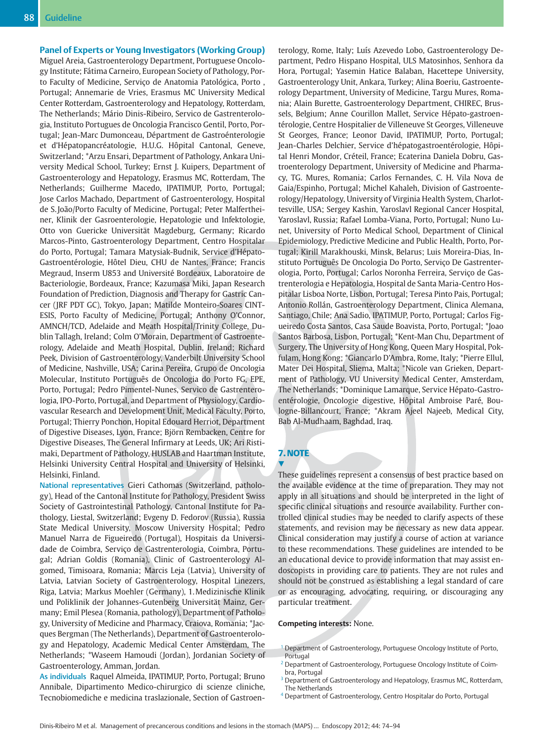**Panel of Experts or Young Investigators (Working Group)** Miguel Areia, Gastroenterology Department, Portuguese Oncology Institute; Fátima Carneiro, European Society of Pathology, Porto Faculty of Medicine, Serviço de Anatomia Patológica, Porto , Portugal; Annemarie de Vries, Erasmus MC University Medical Center Rotterdam, Gastroenterology and Hepatology, Rotterdam, The Netherlands; Mário Dinis-Ribeiro, Servico de Gastrenterologia, Instituto Portugues de Oncologia Francisco Gentil, Porto, Portugal; Jean-Marc Dumonceau, Départment de Gastroénterologie et d'Hépatopancréatologie, H.U.G. Hôpital Cantonal, Geneve, Switzerland; *Arzu Ensari, Department of Pathology, Ankara University Medical School, Turkey; Ernst J. Kuipers, Department of Gastroenterology and Hepatology, Erasmus MC, Rotterdam, The Netherlands; Guilherme Macedo, IPATIMUP, Porto, Portugal; Jose Carlos Machado, Department of Gastroenterology, Hospital de S. João/Porto Faculty of Medicine, Portugal; Peter Malfertheiner, Klinik der Gasroenterologie, Hepatologie und Infektologie, Otto von Guericke Universität Magdeburg, Germany; Ricardo Marcos-Pinto, Gastroenterology Department, Centro Hospitalar do Porto, Portugal; Tamara Matysiak-Budnik, Service d'Hépato-Gastroentérologie, Hôtel Dieu, CHU de Nantes, France; Francis Megraud, Inserm U853 and Université Bordeaux, Laboratoire de Bacteriologie, Bordeaux, France; Kazumasa Miki, Japan Research Foundation of Prediction, Diagnosis and Therapy for Gastric Cancer (JRF PDT GC), Tokyo, Japan; Matilde Monteiro-Soares CINTESIS, Porto Faculty of Medicine, Portugal; Anthony O'Connor, AMNCH/TCD, Adelaide and Meath Hospital/Trinity College, Dublin Tallagh, Ireland; Colm O'Morain, Department of Gastroenterology, Adelaide and Meath Hospital, Dublin, Ireland; Richard Peek, Division of Gastroenterology, Vanderbilt University School of Medicine, Nashville, USA; Carina Pereira, Grupo de Oncologia Molecular, Instituto Português de Oncologia do Porto FG, EPE, Porto, Portugal; Pedro Pimentel-Nunes, Servico de Gastrenterologia, IPO-Porto, Portugal, and Department of Physiology, Cardiovascular Research and Development Unit, Medical Faculty, Porto, Portugal; Thierry Ponchon, Hopital Edouard Herriot, Department of Digestive Diseases, Lyon, France; Björn Rembacken, Centre for Digestive Diseases, The General Infirmary at Leeds, UK; Ari Ristimaki, Department of Pathology, HUSLAB and Haartman Institute, Helsinki University Central Hospital and University of Helsinki, Helsinki, Finland.

**National representatives** Gieri Cathomas (Switzerland, pathology), Head of the Cantonal Institute for Pathology, President Swiss Society of Gastrointestinal Pathology, Cantonal Institute for Pathology, Liestal, Switzerland; Evgeny D. Fedorov (Russia), Russia State Medical University, Moscow University Hospital; Pedro Manuel Narra de Figueiredo (Portugal), Hospitais da Universidade de Coimbra, Serviço de Gastrenterologia, Coimbra, Portugal; Adrian Goldis (Romania), Clinic of Gastroenterology Algomed, Timisoara, Romania; Marcis Leja (Latvia), University of Latvia, Latvian Society of Gastroenterology, Hospital Linezers, Riga, Latvia; Markus Moehler (Germany), 1. Medizinische Klinik und Poliklinik der Johannes-Gutenberg Universität Mainz, Germany; Emil Plesea (Romania, pathology), Department of Pathology, University of Medicine and Pharmacy, Craiova, Romania; *Jacques Bergman (The Netherlands), Department of Gastroenterology and Hepatology, Academic Medical Center Amsterdam, The Netherlands; *Waseem Hamoudi (Jordan), Jordanian Society of Gastroenterology, Amman, Jordan.

**As individuals** Raquel Almeida, IPATIMUP, Porto, Portugal; Bruno Annibale, Dipartimento Medico-chirurgico di scienze cliniche, Tecnobiomediche e medicina traslazionale, Section of Gastroenterology, Rome, Italy; Luís Azevedo Lobo, Gastroenterology Department, Pedro Hispano Hospital, ULS Matosinhos, Senhora da Hora, Portugal; Yasemin Hatice Balaban, Hacettepe University, Gastroenterology Unit, Ankara, Turkey; Alina Boeriu, Gastroenterology Department, University of Medicine, Targu Mures, Romania; Alain Burette, Gastroenterology Department, CHIREC, Brussels, Belgium; Anne Courillon Mallet, Service Hépato-gastroentérologie, Centre Hospitalier de Villeneuve St Georges, Villeneuve St Georges, France; Leonor David, IPATIMUP, Porto, Portugal; Jean-Charles Delchier, Service d'hépatogastroentérologie, Hôpital Henri Mondor, Créteil, France; Ecaterina Daniela Dobru, Gastroenterology Department, University of Medicine and Pharmacy, TG. Mures, Romania; Carlos Fernandes, C. H. Vila Nova de Gaia/Espinho, Portugal; Michel Kahaleh, Division of Gastroenterology/Hepatology, University of Virginia Health System, Charlottesville, USA; Sergey Kashin, Yaroslavl Regional Cancer Hospital, Yaroslavl, Russia; Rafael Lomba-Viana, Porto, Portugal; Nuno Lunet, University of Porto Medical School, Department of Clinical Epidemiology, Predictive Medicine and Public Health, Porto, Portugal; Kirill Marakhouski, Minsk, Belarus; Luis Moreira-Dias, Instituto Português De Oncologia Do Porto, Serviço De Gastrenterologia, Porto, Portugal; Carlos Noronha Ferreira, Serviço de Gastrenterologia e Hepatologia, Hospital de Santa Maria-Centro Hospitalar Lisboa Norte, Lisbon, Portugal; Teresa Pinto Pais, Portugal; Antonio Rollán, Gastroenterology Department, Clinica Alemana, Santiago, Chile; Ana Sadio, IPATIMUP, Porto, Portugal; Carlos Figueiredo Costa Santos, Casa Saude Boavista, Porto, Portugal; *Joao Santos Barbosa, Lisbon, Portugal; *Kent-Man Chu, Department of Surgery, The University of Hong Kong, Queen Mary Hospital, Pokfulam, Hong Kong; *Giancarlo D'Ambra, Rome, Italy; *Pierre Ellul, Mater Dei Hospital, Sliema, Malta; *Nicole van Grieken, Department of Pathology, VU University Medical Center, Amsterdam, The Netherlands; *Dominique Lamarque, Service Hépato-Gastroentérologie, Oncologie digestive, Hôpital Ambroise Paré, Boulogne-Billancourt, France; *Akram Ajeel Najeeb, Medical City, Bab Al-Mudhaam, Baghdad, Iraq.

## 7. NOTE

These guidelines represent a consensus of best practice based on the available evidence at the time of preparation. They may not apply in all situations and should be interpreted in the light of specific clinical situations and resource availability. Further controlled clinical studies may be needed to clarify aspects of these statements, and revision may be necessary as new data appear. Clinical consideration may justify a course of action at variance to these recommendations. These guidelines are intended to be an educational device to provide information that may assist endoscopists in providing care to patients. They are not rules and should not be construed as establishing a legal standard of care or as encouraging, advocating, requiring, or discouraging any particular treatment.

**Competing interests:** None.

[1] Department of Gastroenterology, Portuguese Oncology Institute of Porto, Portugal

[2] Department of Gastroenterology, Portuguese Oncology Institute of Coimbra, Portugal

[3] Department of Gastroenterology and Hepatology, Erasmus MC, Rotterdam, The Netherlands

[4] Department of Gastroenterology, Centro Hospitalar do Porto, Portugal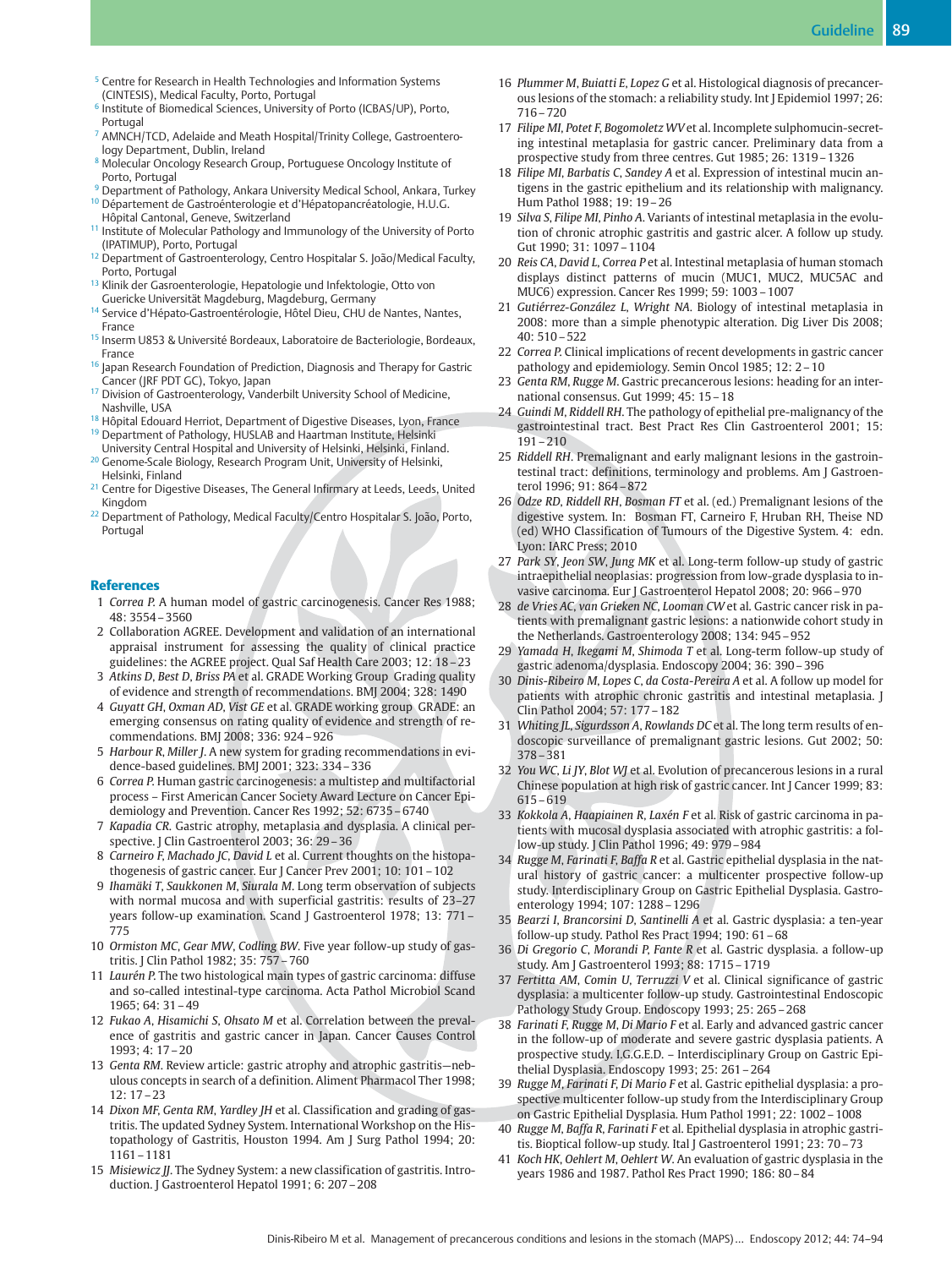[5] Centre for Research in Health Technologies and Information Systems (CINTESIS), Medical Faculty, Porto, Portugal
[6] Institute of Biomedical Sciences, University of Porto (ICBAS/UP), Porto, Portugal
[7] AMNCH/TCD, Adelaide and Meath Hospital/Trinity College, Gastroenterology Department, Dublin, Ireland
[8] Molecular Oncology Research Group, Portuguese Oncology Institute of Porto, Porto, Portugal
[9] Department of Pathology, Ankara University Medical School, Ankara, Turkey
[10] Département de Gastroéntérologie et d'Hépatopancréatologie, H.U.G. Hôpital Cantonal, Geneve, Switzerland
[11] Institute of Molecular Pathology and Immunology of the University of Porto (IPATIMUP), Porto, Portugal
[12] Department of Gastroenterology, Centro Hospitalar S. João/Medical Faculty, Porto, Portugal
[13] Klinik der Gasroenterologie, Hepatologie und Infektologie, Otto von Guericke Universität Magdeburg, Magdeburg, Germany
[14] Service d'Hépato-Gastroentérologie, Hôtel Dieu, CHU de Nantes, Nantes, France
[15] Inserm U853 & Université Bordeaux, Laboratoire de Bacteriologie, Bordeaux, France
[16] Japan Research Foundation of Prediction, Diagnosis and Therapy for Gastric Cancer (JRF PDT GC), Tokyo, Japan
[17] Division of Gastroenterology, Vanderbilt University School of Medicine, Nashville, USA
[18] Hôpital Edouard Herriot, Department of Digestive Diseases, Lyon, France
[19] Department of Pathology, HUSLAB and Haartman Institute, Helsinki University Central Hospital and University of Helsinki, Helsinki, Finland.
[20] Genome-Scale Biology, Research Program Unit, University of Helsinki, Helsinki, Finland
[21] Centre for Digestive Diseases, The General Infirmary at Leeds, Leeds, United Kingdom
[22] Department of Pathology, Medical Faculty/Centro Hospitalar S. João, Porto, Portugal

## References

1. *Correa P.* A human model of gastric carcinogenesis. Cancer Res 1988; 48: 3554–3560
2. Collaboration AGREE. Development and validation of an international appraisal instrument for assessing the quality of clinical practice guidelines: the AGREE project. Qual Saf Health Care 2003; 12: 18–23
3. *Atkins D, Best D, Briss PA* et al. GRADE Working Group Grading quality of evidence and strength of recommendations. BMJ 2004; 328: 1490
4. *Guyatt GH, Oxman AD, Vist GE* et al. GRADE working group GRADE: an emerging consensus on rating quality of evidence and strength of recommendations. BMJ 2008; 336: 924–926
5. *Harbour R, Miller J.* A new system for grading recommendations in evidence-based guidelines. BMJ 2001; 323: 334–336
6. *Correa P.* Human gastric carcinogenesis: a multistep and multifactorial process – First American Cancer Society Award Lecture on Cancer Epidemiology and Prevention. Cancer Res 1992; 52: 6735–6740
7. *Kapadia CR.* Gastric atrophy, metaplasia and dysplasia. A clinical perspective. J Clin Gastroenterol 2003; 36: 29–36
8. *Carneiro F, Machado JC, David L* et al. Current thoughts on the histopathogenesis of gastric cancer. Eur J Cancer Prev 2001; 10: 101–102
9. *Ihamäki T, Saukkonen M, Siurala M.* Long term observation of subjects with normal mucosa and with superficial gastritis: results of 23–27 years follow-up examination. Scand J Gastroenterol 1978; 13: 771–775
10. *Ormiston MC, Gear MW, Codling BW.* Five year follow-up study of gastritis. J Clin Pathol 1982; 35: 757–760
11. *Laurén P.* The two histological main types of gastric carcinoma: diffuse and so-called intestinal-type carcinoma. Acta Pathol Microbiol Scand 1965; 64: 31–49
12. *Fukao A, Hisamichi S, Ohsato M* et al. Correlation between the prevalence of gastritis and gastric cancer in Japan. Cancer Causes Control 1993; 4: 17–20
13. *Genta RM.* Review article: gastric atrophy and atrophic gastritis—nebulous concepts in search of a definition. Aliment Pharmacol Ther 1998; 12: 17–23
14. *Dixon MF, Genta RM, Yardley JH* et al. Classification and grading of gastritis. The updated Sydney System. International Workshop on the Histopathology of Gastritis, Houston 1994. Am J Surg Pathol 1994; 20: 1161–1181
15. *Misiewicz JJ.* The Sydney System: a new classification of gastritis. Introduction. J Gastroenterol Hepatol 1991; 6: 207–208
16. *Plummer M, Buiatti E, Lopez G* et al. Histological diagnosis of precancerous lesions of the stomach: a reliability study. Int J Epidemiol 1997; 26: 716–720
17. *Filipe MI, Potet F, Bogomoletz WV* et al. Incomplete sulphomucin-secreting intestinal metaplasia for gastric cancer. Preliminary data from a prospective study from three centres. Gut 1985; 26: 1319–1326
18. *Filipe MI, Barbatis C, Sandey A* et al. Expression of intestinal mucin antigens in the gastric epithelium and its relationship with malignancy. Hum Pathol 1988; 19: 19–26
19. *Silva S, Filipe MI, Pinho A.* Variants of intestinal metaplasia in the evolution of chronic atrophic gastritis and gastric alcer. A follow up study. Gut 1990; 31: 1097–1104
20. *Reis CA, David L, Correa P* et al. Intestinal metaplasia of human stomach displays distinct patterns of mucin (MUC1, MUC2, MUC5AC and MUC6) expression. Cancer Res 1999; 59: 1003–1007
21. *Gutiérrez-González L, Wright NA.* Biology of intestinal metaplasia in 2008: more than a simple phenotypic alteration. Dig Liver Dis 2008; 40: 510–522
22. *Correa P.* Clinical implications of recent developments in gastric cancer pathology and epidemiology. Semin Oncol 1985; 12: 2–10
23. *Genta RM, Rugge M.* Gastric precancerous lesions: heading for an international consensus. Gut 1999; 45: 15–18
24. *Guindi M, Riddell RH.* The pathology of epithelial pre-malignancy of the gastrointestinal tract. Best Pract Res Clin Gastroenterol 2001; 15: 191–210
25. *Riddell RH.* Premalignant and early malignant lesions in the gastrointestinal tract: definitions, terminology and problems. Am J Gastroenterol 1996; 91: 864–872
26. *Odze RD, Riddell RH, Bosman FT* et al. (ed.) Premalignant lesions of the digestive system. In: Bosman FT, Carneiro F, Hruban RH, Theise ND (ed) WHO Classification of Tumours of the Digestive System. 4: edn. Lyon: IARC Press; 2010
27. *Park SY, Jeon SW, Jung MK* et al. Long-term follow-up study of gastric intraepithelial neoplasias: progression from low-grade dysplasia to invasive carcinoma. Eur J Gastroenterol Hepatol 2008; 20: 966–970
28. *de Vries AC, van Grieken NC, Looman CW* et al. Gastric cancer risk in patients with premalignant gastric lesions: a nationwide cohort study in the Netherlands. Gastroenterology 2008; 134: 945–952
29. *Yamada H, Ikegami M, Shimoda T* et al. Long-term follow-up study of gastric adenoma/dysplasia. Endoscopy 2004; 36: 390–396
30. *Dinis-Ribeiro M, Lopes C, da Costa-Pereira A* et al. A follow up model for patients with atrophic chronic gastritis and intestinal metaplasia. J Clin Pathol 2004; 57: 177–182
31. *Whiting JL, Sigurdsson A, Rowlands DC* et al. The long term results of endoscopic surveillance of premalignant gastric lesions. Gut 2002; 50: 378–381
32. *You WC, Li JY, Blot WJ* et al. Evolution of precancerous lesions in a rural Chinese population at high risk of gastric cancer. Int J Cancer 1999; 83: 615–619
33. *Kokkola A, Haapiainen R, Laxén F* et al. Risk of gastric carcinoma in patients with mucosal dysplasia associated with atrophic gastritis: a follow-up study. J Clin Pathol 1996; 49: 979–984
34. *Rugge M, Farinati F, Baffa R* et al. Gastric epithelial dysplasia in the natural history of gastric cancer: a multicenter prospective follow-up study. Interdisciplinary Group on Gastric Epithelial Dysplasia. Gastroenterology 1994; 107: 1288–1296
35. *Bearzi I, Brancorsini D, Santinelli A* et al. Gastric dysplasia: a ten-year follow-up study. Pathol Res Pract 1994; 190: 61–68
36. *Di Gregorio C, Morandi P, Fante R* et al. Gastric dysplasia. a follow-up study. Am J Gastroenterol 1993; 88: 1715–1719
37. *Fertitta AM, Comin U, Terruzzi V* et al. Clinical significance of gastric dysplasia: a multicenter follow-up study. Gastrointestinal Endoscopic Pathology Study Group. Endoscopy 1993; 25: 265–268
38. *Farinati F, Rugge M, Di Mario F* et al. Early and advanced gastric cancer in the follow-up of moderate and severe gastric dysplasia patients. A prospective study. I.G.G.E.D. – Interdisciplinary Group on Gastric Epithelial Dysplasia. Endoscopy 1993; 25: 261–264
39. *Rugge M, Farinati F, Di Mario F* et al. Gastric epithelial dysplasia: a prospective multicenter follow-up study from the Interdisciplinary Group on Gastric Epithelial Dysplasia. Hum Pathol 1991; 22: 1002–1008
40. *Rugge M, Baffa R, Farinati F* et al. Epithelial dysplasia in atrophic gastritis. Bioptical follow-up study. Ital J Gastroenterol 1991; 23: 70–73
41. *Koch HK, Oehlert M, Oehlert W.* An evaluation of gastric dysplasia in the years 1986 and 1987. Pathol Res Pract 1990; 186: 80–84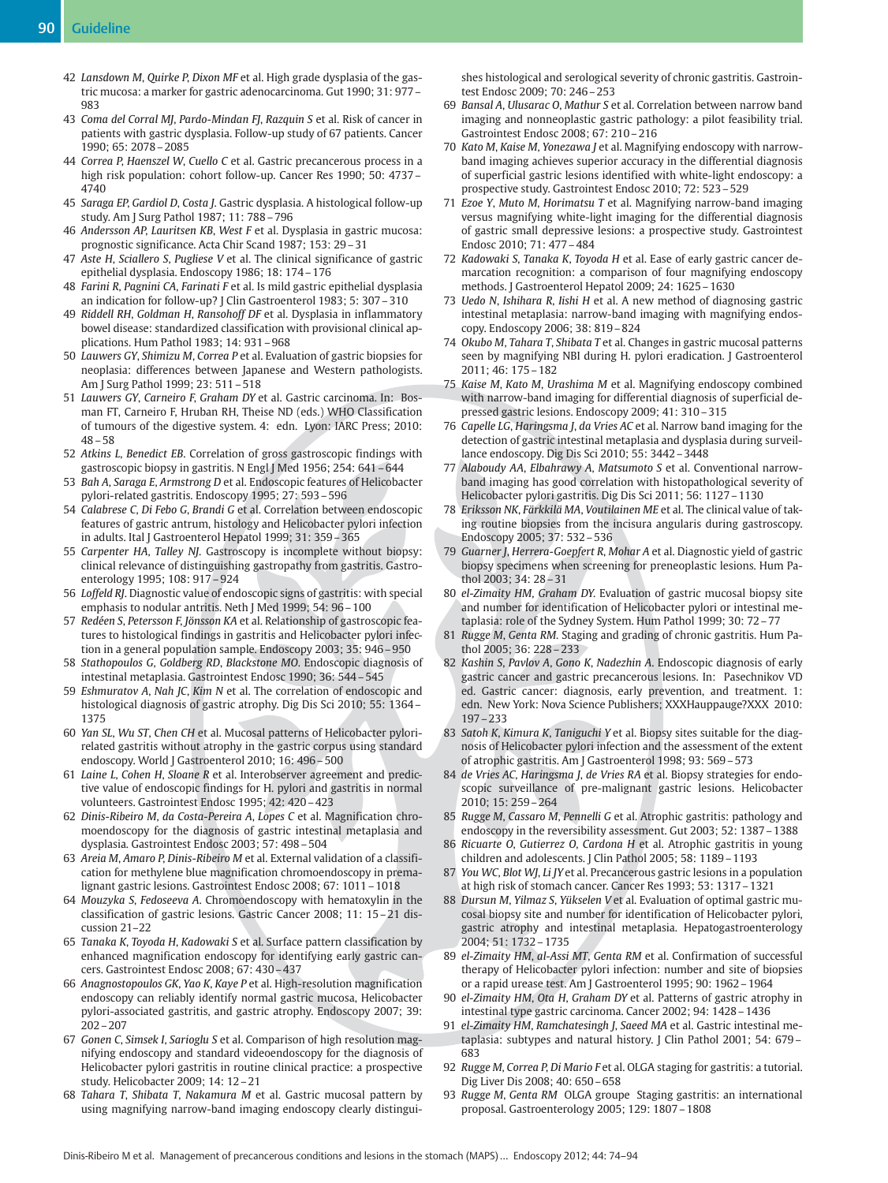42 *Lansdown M, Quirke P, Dixon MF* et al. High grade dysplasia of the gastric mucosa: a marker for gastric adenocarcinoma. Gut 1990; 31: 977 – 983

43 *Coma del Corral MJ, Pardo-Mindan FJ, Razquin S* et al. Risk of cancer in patients with gastric dysplasia. Follow-up study of 67 patients. Cancer 1990; 65: 2078 – 2085

44 *Correa P, Haenszel W, Cuello C* et al. Gastric precancerous process in a high risk population: cohort follow-up. Cancer Res 1990; 50: 4737 – 4740

45 *Saraga EP, Gardiol D, Costa J*. Gastric dysplasia. A histological follow-up study. Am J Surg Pathol 1987; 11: 788 – 796

46 *Andersson AP, Lauritsen KB, West F* et al. Dysplasia in gastric mucosa: prognostic significance. Acta Chir Scand 1987; 153: 29 – 31

47 *Aste H, Sciallero S, Pugliese V* et al. The clinical significance of gastric epithelial dysplasia. Endoscopy 1986; 18: 174 – 176

48 *Farini R, Pagnini CA, Farinati F* et al. Is mild gastric epithelial dysplasia an indication for follow-up? J Clin Gastroenterol 1983; 5: 307 – 310

49 *Riddell RH, Goldman H, Ransohoff DF* et al. Dysplasia in inflammatory bowel disease: standardized classification with provisional clinical applications. Hum Pathol 1983; 14: 931 – 968

50 *Lauwers GY, Shimizu M, Correa P* et al. Evaluation of gastric biopsies for neoplasia: differences between Japanese and Western pathologists. Am J Surg Pathol 1999; 23: 511 – 518

51 *Lauwers GY, Carneiro F, Graham DY* et al. Gastric carcinoma. In: Bosman FT, Carneiro F, Hruban RH, Theise ND (eds.) WHO Classification of tumours of the digestive system. 4: edn. Lyon: IARC Press; 2010: 48 – 58

52 *Atkins L, Benedict EB*. Correlation of gross gastroscopic findings with gastroscopic biopsy in gastritis. N Engl J Med 1956; 254: 641 – 644

53 *Bah A, Saraga E, Armstrong D* et al. Endoscopic features of Helicobacter pylori-related gastritis. Endoscopy 1995; 27: 593 – 596

54 *Calabrese C, Di Febo G, Brandi G* et al. Correlation between endoscopic features of gastric antrum, histology and Helicobacter pylori infection in adults. Ital J Gastroenterol Hepatol 1999; 31: 359 – 365

55 *Carpenter HA, Talley NJ*. Gastroscopy is incomplete without biopsy: clinical relevance of distinguishing gastropathy from gastritis. Gastroenterology 1995; 108: 917 – 924

56 *Loffeld RJ*. Diagnostic value of endoscopic signs of gastritis: with special emphasis to nodular antritis. Neth J Med 1999; 54: 96 – 100

57 *Redéen S, Petersson F, Jönsson KA* et al. Relationship of gastroscopic features to histological findings in gastritis and Helicobacter pylori infection in a general population sample. Endoscopy 2003; 35: 946 – 950

58 *Stathopoulos G, Goldberg RD, Blackstone MO*. Endoscopic diagnosis of intestinal metaplasia. Gastrointest Endosc 1990; 36: 544 – 545

59 *Eshmuratov A, Nah JC, Kim N* et al. The correlation of endoscopic and histological diagnosis of gastric atrophy. Dig Dis Sci 2010; 55: 1364 – 1375

60 *Yan SL, Wu ST, Chen CH* et al. Mucosal patterns of Helicobacter pylori-related gastritis without atrophy in the gastric corpus using standard endoscopy. World J Gastroenterol 2010; 16: 496 – 500

61 *Laine L, Cohen H, Sloane R* et al. Interobserver agreement and predictive value of endoscopic findings for H. pylori and gastritis in normal volunteers. Gastrointest Endosc 1995; 42: 420 – 423

62 *Dinis-Ribeiro M, da Costa-Pereira A, Lopes C* et al. Magnification chromoendoscopy for the diagnosis of gastric intestinal metaplasia and dysplasia. Gastrointest Endosc 2003; 57: 498 – 504

63 *Areia M, Amaro P, Dinis-Ribeiro M* et al. External validation of a classification for methylene blue magnification chromoendoscopy in premalignant gastric lesions. Gastrointest Endosc 2008; 67: 1011 – 1018

64 *Mouzyka S, Fedoseeva A*. Chromoendoscopy with hematoxylin in the classification of gastric lesions. Gastric Cancer 2008; 11: 15 – 21 discussion 21–22

65 *Tanaka K, Toyoda H, Kadowaki S* et al. Surface pattern classification by enhanced magnification endoscopy for identifying early gastric cancers. Gastrointest Endosc 2008; 67: 430 – 437

66 *Anagnostopoulos GK, Yao K, Kaye P* et al. High-resolution magnification endoscopy can reliably identify normal gastric mucosa, Helicobacter pylori-associated gastritis, and gastric atrophy. Endoscopy 2007; 39: 202 – 207

67 *Gonen C, Simsek I, Sarioglu S* et al. Comparison of high resolution magnifying endoscopy and standard videoendoscopy for the diagnosis of Helicobacter pylori gastritis in routine clinical practice: a prospective study. Helicobacter 2009; 14: 12 – 21

68 *Tahara T, Shibata T, Nakamura M* et al. Gastric mucosal pattern by using magnifying narrow-band imaging endoscopy clearly distinguishes histological and serological severity of chronic gastritis. Gastrointest Endosc 2009; 70: 246 – 253

69 *Bansal A, Ulusarac O, Mathur S* et al. Correlation between narrow band imaging and nonneoplastic gastric pathology: a pilot feasibility trial. Gastrointest Endosc 2008; 67: 210 – 216

70 *Kato M, Kaise M, Yonezawa J* et al. Magnifying endoscopy with narrow-band imaging achieves superior accuracy in the differential diagnosis of superficial gastric lesions identified with white-light endoscopy: a prospective study. Gastrointest Endosc 2010; 72: 523 – 529

71 *Ezoe Y, Muto M, Horimatsu T* et al. Magnifying narrow-band imaging versus magnifying white-light imaging for the differential diagnosis of gastric small depressive lesions: a prospective study. Gastrointest Endosc 2010; 71: 477 – 484

72 *Kadowaki S, Tanaka K, Toyoda H* et al. Ease of early gastric cancer demarcation recognition: a comparison of four magnifying endoscopy methods. J Gastroenterol Hepatol 2009; 24: 1625 – 1630

73 *Uedo N, Ishihara R, Iishi H* et al. A new method of diagnosing gastric intestinal metaplasia: narrow-band imaging with magnifying endoscopy. Endoscopy 2006; 38: 819 – 824

74 *Okubo M, Tahara T, Shibata T* et al. Changes in gastric mucosal patterns seen by magnifying NBI during H. pylori eradication. J Gastroenterol 2011; 46: 175 – 182

75 *Kaise M, Kato M, Urashima M* et al. Magnifying endoscopy combined with narrow-band imaging for differential diagnosis of superficial depressed gastric lesions. Endoscopy 2009; 41: 310 – 315

76 *Capelle LG, Haringsma J, da Vries AC* et al. Narrow band imaging for the detection of gastric intestinal metaplasia and dysplasia during surveillance endoscopy. Dig Dis Sci 2010; 55: 3442 – 3448

77 *Alaboudy AA, Elbahrawy A, Matsumoto S* et al. Conventional narrow-band imaging has good correlation with histopathological severity of Helicobacter pylori gastritis. Dig Dis Sci 2011; 56: 1127 – 1130

78 *Eriksson NK, Färkkilä MA, Voutilainen ME* et al. The clinical value of taking routine biopsies from the incisura angularis during gastroscopy. Endoscopy 2005; 37: 532 – 536

79 *Guarner J, Herrera-Goepfert R, Mohar A* et al. Diagnostic yield of gastric biopsy specimens when screening for preneoplastic lesions. Hum Pathol 2003; 34: 28 – 31

80 *el-Zimaity HM, Graham DY*. Evaluation of gastric mucosal biopsy site and number for identification of Helicobacter pylori or intestinal metaplasia: role of the Sydney System. Hum Pathol 1999; 30: 72 – 77

81 *Rugge M, Genta RM*. Staging and grading of chronic gastritis. Hum Pathol 2005; 36: 228 – 233

82 *Kashin S, Pavlov A, Gono K, Nadezhin A*. Endoscopic diagnosis of early gastric cancer and gastric precancerous lesions. In: Pasechnikov VD ed. Gastric cancer: diagnosis, early prevention, and treatment. 1: edn. New York: Nova Science Publishers; XXXHauppauge?XXX 2010: 197 – 233

83 *Satoh K, Kimura K, Taniguchi Y* et al. Biopsy sites suitable for the diagnosis of Helicobacter pylori infection and the assessment of the extent of atrophic gastritis. Am J Gastroenterol 1998; 93: 569 – 573

84 *de Vries AC, Haringsma J, de Vries RA* et al. Biopsy strategies for endoscopic surveillance of pre-malignant gastric lesions. Helicobacter 2010; 15: 259 – 264

85 *Rugge M, Cassaro M, Pennelli G* et al. Atrophic gastritis: pathology and endoscopy in the reversibility assessment. Gut 2003; 52: 1387 – 1388

86 *Ricuarte O, Gutierrez O, Cardona H* et al. Atrophic gastritis in young children and adolescents. J Clin Pathol 2005; 58: 1189 – 1193

87 *You WC, Blot WJ, Li JY* et al. Precancerous gastric lesions in a population at high risk of stomach cancer. Cancer Res 1993; 53: 1317 – 1321

88 *Dursun M, Yilmaz S, Yükselen V* et al. Evaluation of optimal gastric mucosal biopsy site and number for identification of Helicobacter pylori, gastric atrophy and intestinal metaplasia. Hepatogastroenterology 2004; 51: 1732 – 1735

89 *el-Zimaity HM, al-Assi MT, Genta RM* et al. Confirmation of successful therapy of Helicobacter pylori infection: number and site of biopsies or a rapid urease test. Am J Gastroenterol 1995; 90: 1962 – 1964

90 *el-Zimaity HM, Ota H, Graham DY* et al. Patterns of gastric atrophy in intestinal type gastric carcinoma. Cancer 2002; 94: 1428 – 1436

91 *el-Zimaity HM, Ramchatesingh J, Saeed MA* et al. Gastric intestinal metaplasia: subtypes and natural history. J Clin Pathol 2001; 54: 679 – 683

92 *Rugge M, Correa P, Di Mario F* et al. OLGA staging for gastritis: a tutorial. Dig Liver Dis 2008; 40: 650 – 658

93 *Rugge M, Genta RM* OLGA groupe Staging gastritis: an international proposal. Gastroenterology 2005; 129: 1807 – 1808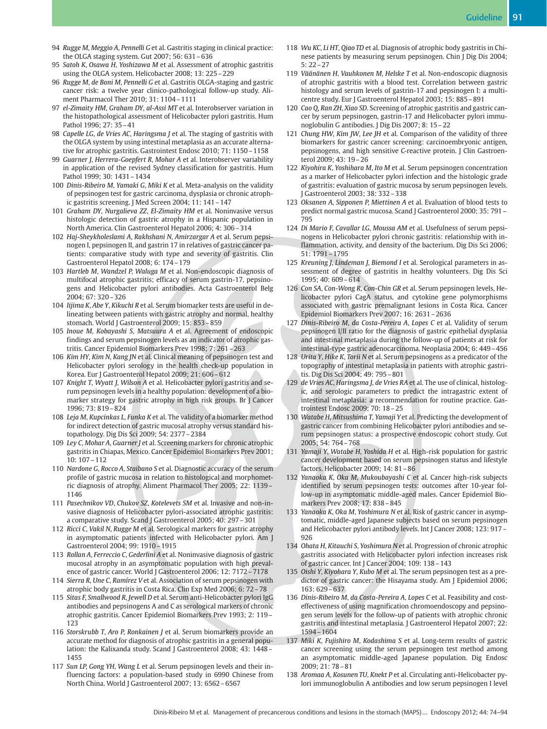94 *Rugge M, Meggio A, Pennelli G* et al. Gastritis staging in clinical practice: the OLGA staging system. Gut 2007; 56: 631–636

95 *Satoh K, Osawa H, Yoshizawa M* et al. Assessment of atrophic gastritis using the OLGA system. Helicobacter 2008; 13: 225–229

96 *Rugge M, de Boni M, Pennelli G* et al. Gastritis OLGA-staging and gastric cancer risk: a twelve year clinico-pathological follow-up study. Aliment Pharmacol Ther 2010; 31: 1104–1111

97 *el-Zimaity HM, Graham DY, al-Assi MT* et al. Interobserver variation in the histopathological assessment of Helicobacter pylori gastritis. Hum Pathol 1996; 27: 35–41

98 *Capelle LG, de Vries AC, Haringsma J* et al. The staging of gastritis with the OLGA system by using intestinal metaplasia as an accurate alternative for atrophic gastritis. Gastrointest Endosc 2010; 71: 1150–1158

99 *Guarner J, Herrera-Goepfert R, Mohar A* et al. Interobserver variability in application of the revised Sydney classification for gastritis. Hum Pathol 1999; 30: 1431–1434

100 *Dinis-Ribeiro M, Yamaki G, Miki K* et al. Meta-analysis on the validity of pepsinogen test for gastric carcinoma, dysplasia or chronic atrophic gastritis screening. J Med Screen 2004; 11: 141–147

101 *Graham DY, Nurgalieva ZZ, El-Zimaity HM* et al. Noninvasive versus histologic detection of gastric atrophy in a Hispanic population in North America. Clin Gastroenterol Hepatol 2006; 4: 306–314

102 *Haj-Sheykholeslami A, Rakhshani N, Amirzargar A* et al. Serum pepsinogen I, pepsinogen II, and gastrin 17 in relatives of gastric cancer patients: comparative study with type and severity of gastritis. Clin Gastroenterol Hepatol 2008; 6: 174–179

103 *Hartleb M, Wandzel P, Waluga M* et al. Non-endoscopic diagnosis of multifocal atrophic gastritis; efficacy of serum gastrin-17, pepsinogens and Helicobacter pylori antibodies. Acta Gastroenterol Belg 2004; 67: 320–326

104 *Iijima K, Abe Y, Kikuchi R* et al. Serum biomarker tests are useful in delineating between patients with gastric atrophy and normal, healthy stomach. World J Gastroenterol 2009; 15: 853–859

105 *Inoue M, Kobayashi S, Matsuura A* et al. Agreement of endoscopic findings and serum pepsinogen levels as an indicator of atrophic gastritis. Cancer Epidemiol Biomarkers Prev 1998; 7: 261–263

106 *Kim HY, Kim N, Kang JN* et al. Clinical meaning of pepsinogen test and Helicobacter pylori serology in the health check-up population in Korea. Eur J Gastroenterol Hepatol 2009; 21: 606–612

107 *Knight T, Wyatt J, Wilson A* et al. Helicobacter pylori gastritis and serum pepsinogen levels in a healthy population: development of a biomarker strategy for gastric atrophy in high risk groups. Br J Cancer 1996; 73: 819–824

108 *Leja M, Kupcinkas L, Funka K* et al. The validity of a biomarker method for indirect detection of gastric mucosal atrophy versus standard histopathology. Dig Dis Sci 2009; 54: 2377–2384

109 *Ley C, Mohar A, Guarner J* et al. Screening markers for chronic atrophic gastritis in Chiapas, Mexico. Cancer Epidemiol Biomarkers Prev 2001; 10: 107–112

110 *Nardone G, Rocco A, Staibano S* et al. Diagnostic accuracy of the serum profile of gastric mucosa in relation to histological and morphometric diagnosis of atrophy. Aliment Pharmacol Ther 2005; 22: 1139–1146

111 *Pasechnikov VD, Chukov SZ, Kotelevets SM* et al. Invasive and non-invasive diagnosis of Helicobacter pylori-associated atrophic gastritis: a comparative study. Scand J Gastroenterol 2005; 40: 297–301

112 *Ricci C, Vakil N, Rugge M* et al. Serological markers for gastric atrophy in asymptomatic patients infected with Helicobacter pylori. Am J Gastroenterol 2004; 99: 1910–1915

113 *Rollan A, Ferreccio C, Gederlini A* et al. Noninvasive diagnosis of gastric mucosal atrophy in an asymptomatic population with high prevalence of gastric cancer. World J Gastroenterol 2006; 12: 7172–7178

114 *Sierra R, Une C, Ramírez V* et al. Association of serum pepsinogen with atrophic body gastritis in Costa Rica. Clin Exp Med 2006; 6: 72–78

115 *Sitas F, Smallwood R, Jewell D* et al. Serum anti-Helicobacter pylori IgG antibodies and pepsinogens A and C as serological markers of chronic atrophic gastritis. Cancer Epidemiol Biomarkers Prev 1993; 2: 119–123

116 *Storskrubb T, Aro P, Ronkainen J* et al. Serum biomarkers provide an accurate method for diagnosis of atrophic gastritis in a general population: the Kalixanda study. Scand J Gastroenterol 2008; 43: 1448–1455

117 *Sun LP, Gong YH, Wang L* et al. Serum pepsinogen levels and their influencing factors: a population-based study in 6990 Chinese from North China. World J Gastroenterol 2007; 13: 6562–6567

118 *Wu KC, Li HT, Qiao TD* et al. Diagnosis of atrophic body gastritis in Chinese patients by measuring serum pepsinogen. Chin J Dig Dis 2004; 5: 22–27

119 *Väänänen H, Vauhkonen M, Helske T* et al. Non-endoscopic diagnosis of atrophic gastritis with a blood test. Correlation between gastric histology and serum levels of gastrin-17 and pepsinogen I: a multicentre study. Eur J Gastroenterol Hepatol 2003; 15: 885–891

120 *Cao Q, Ran ZH, Xiao SD.* Screening of atrophic gastritis and gastric cancer by serum pepsinogen, gastrin-17 and Helicobacter pylori immunoglobulin G antibodies. J Dig Dis 2007; 8: 15–22

121 *Chung HW, Kim JW, Lee JH* et al. Comparison of the validity of three biomarkers for gastric cancer screening: carcinoembryonic antigen, pepsinogens, and high sensitive C-reactive protein. J Clin Gastroenterol 2009; 43: 19–26

122 *Kiyohira K, Yoshihara M, Ito M* et al. Serum pepsinogen concentration as a marker of Helicobacter pylori infection and the histologic grade of gastritis: evaluation of gastric mucosa by serum pepsinogen levels. J Gastroenterol 2003; 38: 332–338

123 *Oksanen A, Sipponen P, Miettinen A* et al. Evaluation of blood tests to predict normal gastric mucosa. Scand J Gastroenterol 2000; 35: 791–795

124 *Di Mario F, Cavallar LG, Moussa AM* et al. Usefulness of serum pepsinogens in Helicobacter pylori chronic gastritis: relationship with inflammation, activity, and density of the bacterium. Dig Dis Sci 2006; 51: 1791–1795

125 *Kreuning J, Lindeman J, Biemond I* et al. Serological parameters in assessment of degree of gastritis in healthy volunteers. Dig Dis Sci 1995; 40: 609–614

126 *Con SA, Con-Wong R, Con-Chin GR* et al. Serum pepsinogen levels, Helicobacter pylori CagA status, and cytokine gene polymorphisms associated with gastric premalignant lesions in Costa Rica. Cancer Epidemiol Biomarkers Prev 2007; 16: 2631–2636

127 *Dinis-Ribeiro M, da Costa-Pereira A, Lopes C* et al. Validity of serum pepsinogen I/II ratio for the diagnosis of gastric epithelial dysplasia and intestinal metaplasia during the follow-up of patients at risk for intestinal-type gastric adenocarcinoma. Neoplasia 2004; 6: 449–456

128 *Urita Y, Hike K, Torii N* et al. Serum pepsinogens as a predicator of the topography of intestinal metaplasia in patients with atrophic gastritis. Dig Dis Sci 2004; 49: 795–801

129 *de Vries AC, Haringsma J, de Vries RA* et al. The use of clinical, histologic, and serologic parameters to predict the intragastric extent of intestinal metaplasia: a recommendation for routine practice. Gastrointest Endosc 2009; 70: 18–25

130 *Watabe H, Mitsushima T, Yamaji Y* et al. Predicting the development of gastric cancer from combining Helicobacter pylori antibodies and serum pepsinogen status: a prospective endoscopic cohort study. Gut 2005; 54: 764–768

131 *Yamaji Y, Watabe H, Yoshida H* et al. High-risk population for gastric cancer development based on serum pepsinogen status and lifestyle factors. Helicobacter 2009; 14: 81–86

132 *Yanaoka K, Oka M, Mukoubayashi C* et al. Cancer high-risk subjects identified by serum pepsinogen tests: outcomes after 10-year follow-up in asymptomatic middle-aged males. Cancer Epidemiol Biomarkers Prev 2008; 17: 838–845

133 *Yanaoka K, Oka M, Yoshimura N* et al. Risk of gastric cancer in asymptomatic, middle-aged Japanese subjects based on serum pepsinogen and Helicobacter pylori antibody levels. Int J Cancer 2008; 123: 917–926

134 *Ohata H, Kitauchi S, Yoshimura N* et al. Progression of chronic atrophic gastritis associated with Helicobacter pylori infection increases risk of gastric cancer. Int J Cancer 2004; 109: 138–143

135 *Oishi Y, Kiyohara Y, Kubo M* et al. The serum pepsinogen test as a predictor of gastric cancer: the Hisayama study. Am J Epidemiol 2006; 163: 629–637

136 *Dinis-Ribeiro M, da Costa-Pereira A, Lopes C* et al. Feasibility and cost-effectiveness of using magnification chromoendoscopy and pepsinogen serum levels for the follow-up of patients with atrophic chronic gastritis and intestinal metaplasia. J Gastroenterol Hepatol 2007; 22: 1594–1604

137 *Miki K, Fujishiro M, Kodashima S* et al. Long-term results of gastric cancer screening using the serum pepsinogen test method among an asymptomatic middle-aged Japanese population. Dig Endosc 2009; 21: 78–81

138 *Aromaa A, Kosunen TU, Knekt P* et al. Circulating anti-Helicobacter pylori immunoglobulin A antibodies and low serum pepsinogen I level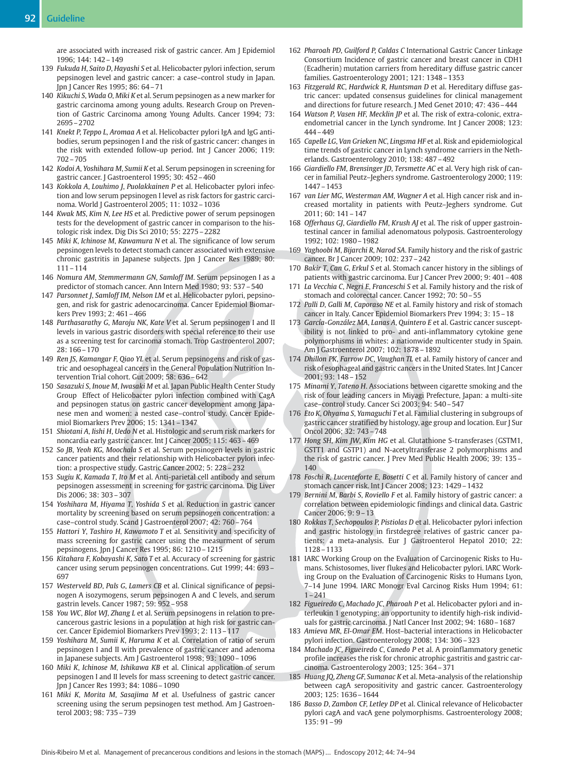are associated with increased risk of gastric cancer. Am J Epidemiol 1996; 144: 142 – 149

139 *Fukuda H, Saito D, Hayashi S* et al. Helicobacter pylori infection, serum pepsinogen level and gastric cancer: a case–control study in Japan. Jpn J Cancer Res 1995; 86: 64 – 71

140 *Kikuchi S, Wada O, Miki K* et al. Serum pepsinogen as a new marker for gastric carcinoma among young adults. Research Group on Prevention of Gastric Carcinoma among Young Adults. Cancer 1994; 73: 2695 – 2702

141 *Knekt P, Teppo L, Aromaa A* et al. Helicobacter pylori IgA and IgG antibodies, serum pepsinogen I and the risk of gastric cancer: changes in the risk with extended follow-up period. Int J Cancer 2006; 119: 702 – 705

142 *Kodoi A, Yoshihara M, Sumii K* et al. Serum pepsinogen in screening for gastric cancer. J Gastroenterol 1995; 30: 452 – 460

143 *Kokkola A, Louhimo J, Puolakkainen P* et al. Helicobacter pylori infection and low serum pepsinogen I level as risk factors for gastric carcinoma. World J Gastroenterol 2005; 11: 1032 – 1036

144 *Kwak MS, Kim N, Lee HS* et al. Predictive power of serum pepsinogen tests for the development of gastric cancer in comparison to the histologic risk index. Dig Dis Sci 2010; 55: 2275 – 2282

145 *Miki K, Ichinose M, Kawamura N* et al. The significance of low serum pepsinogen levels to detect stomach cancer associated with extensive chronic gastritis in Japanese subjects. Jpn J Cancer Res 1989; 80: 111 – 114

146 *Nomura AM, Stemmermann GN, Samloff IM*. Serum pepsinogen I as a predictor of stomach cancer. Ann Intern Med 1980; 93: 537 – 540

147 *Parsonnet J, Samloff IM, Nelson LM* et al. Helicobacter pylori, pepsinogen, and risk for gastric adenocarcinoma. Cancer Epidemiol Biomarkers Prev 1993; 2: 461 – 466

148 *Parthasarathy G, Maroju NK, Kate V* et al. Serum pepsinogen I and II levels in various gastric disorders with special reference to their use as a screening test for carcinoma stomach. Trop Gastroenterol 2007; 28: 166 – 170

149 *Ren JS, Kamangar F, Qiao YL* et al. Serum pepsinogens and risk of gastric and oesophageal cancers in the General Population Nutrition Intervention Trial cohort. Gut 2009; 58: 636 – 642

150 *Sasazuki S, Inoue M, Iwasaki M* et al. Japan Public Health Center Study Group Effect of Helicobacter pylori infection combined with CagA and pepsinogen status on gastric cancer development among Japanese men and women: a nested case–control study. Cancer Epidemiol Biomarkers Prev 2006; 15: 1341 – 1347

151 *Shiotani A, Iishi H, Uedo N* et al. Histologic and serum risk markers for noncardia early gastric cancer. Int J Cancer 2005; 115: 463 – 469

152 *So JB, Yeoh KG, Moochala S* et al. Serum pepsinogen levels in gastric cancer patients and their relationship with Helicobacter pylori infection: a prospective study. Gastric Cancer 2002; 5: 228 – 232

153 *Sugiu K, Kamada T, Ito M* et al. Anti-parietal cell antibody and serum pepsinogen assessment in screening for gastric carcinoma. Dig Liver Dis 2006; 38: 303 – 307

154 *Yoshihara M, Hiyama T, Yoshida S* et al. Reduction in gastric cancer mortality by screening based on serum pepsinogen concentration: a case–control study. Scand J Gastroenterol 2007; 42: 760 – 764

155 *Hattori Y, Tashiro H, Kawamoto T* et al. Sensitivity and specificity of mass screening for gastric cancer using the measurment of serum pepsinogens. Jpn J Cancer Res 1995; 86: 1210 – 1215

156 *Kitahara F, Kobayashi K, Sato T* et al. Accuracy of screening for gastric cancer using serum pepsinogen concentrations. Gut 1999; 44: 693 – 697

157 *Westerveld BD, Pals G, Lamers CB* et al. Clinical significance of pepsinogen A isozymogens, serum pepsinogen A and C levels, and serum gastrin levels. Cancer 1987; 59: 952 – 958

158 *You WC, Blot WJ, Zhang L* et al. Serum pepsinogens in relation to precancerous gastric lesions in a population at high risk for gastric cancer. Cancer Epidemiol Biomarkers Prev 1993; 2: 113 – 117

159 *Yoshihara M, Sumii K, Haruma K* et al. Correlation of ratio of serum pepsinogen I and II with prevalence of gastric cancer and adenoma in Japanese subjects. Am J Gastroenterol 1998; 93: 1090 – 1096

160 *Miki K, Ichinose M, Ishikawa KB* et al. Clinical application of serum pepsinogen I and II levels for mass screening to detect gastric cancer. Jpn J Cancer Res 1993; 84: 1086 – 1090

161 *Miki K, Morita M, Sasajima M* et al. Usefulness of gastric cancer screening using the serum pepsinogen test method. Am J Gastroenterol 2003; 98: 735 – 739

162 *Pharoah PD, Guilford P, Caldas C* International Gastric Cancer Linkage Consortium Incidence of gastric cancer and breast cancer in CDH1 (Ecadherin) mutation carriers from hereditary diffuse gastric cancer families. Gastroenterology 2001; 121: 1348 – 1353

163 *Fitzgerald RC, Hardwick R, Huntsman D* et al. Hereditary diffuse gastric cancer: updated consensus guidelines for clinical management and directions for future research. J Med Genet 2010; 47: 436 – 444

164 *Watson P, Vasen HF, Mecklin JP* et al. The risk of extra-colonic, extra-endometrial cancer in the Lynch syndrome. Int J Cancer 2008; 123: 444 – 449

165 *Capelle LG, Van Grieken NC, Lingsma HF* et al. Risk and epidemiological time trends of gastric cancer in Lynch syndrome carriers in the Netherlands. Gastroenterology 2010; 138: 487 – 492

166 *Giardiello FM, Brensinger JD, Tersmette AC* et al. Very high risk of cancer in familial Peutz–Jeghers syndrome. Gastroenterology 2000; 119: 1447 – 1453

167 *van Lier MG, Westerman AM, Wagner A* et al. High cancer risk and increased mortality in patients with Peutz–Jeghers syndrome. Gut 2011; 60: 141 – 147

168 *Offerhaus GJ, Giardiello FM, Krush AJ* et al. The risk of upper gastrointestinal cancer in familial adenomatous polyposis. Gastroenterology 1992; 102: 1980 – 1982

169 *Yaghoobi M, Bijarchi R, Narod SA*. Family history and the risk of gastric cancer. Br J Cancer 2009; 102: 237 – 242

170 *Bakir T, Can G, Erkul S* et al. Stomach cancer history in the siblings of patients with gastric carcinoma. Eur J Cancer Prev 2000; 9: 401 – 408

171 *La Vecchia C, Negri E, Franceschi S* et al. Family history and the risk of stomach and colorectal cancer. Cancer 1992; 70: 50 – 55

172 *Palli D, Galli M, Caporaso NE* et al. Family history and risk of stomach cancer in Italy. Cancer Epidemiol Biomarkers Prev 1994; 3: 15 – 18

173 *García-González MA, Lanas A, Quintero E* et al. Gastric cancer susceptibility is not linked to pro- and anti-inflammatory cytokine gene polymorphisms in whites: a nationwide multicenter study in Spain. Am J Gastroenterol 2007; 102: 1878 – 1892

174 *Dhillon PK, Farrow DC, Vaughan TL* et al. Family history of cancer and risk of esophageal and gastric cancers in the United States. Int J Cancer 2001; 93: 148 – 152

175 *Minami Y, Tateno H*. Associations between cigarette smoking and the risk of four leading cancers in Miyagi Prefecture, Japan: a multi-site case–control study. Cancer Sci 2003; 94: 540 – 547

176 *Eto K, Ohyama S, Yamaguchi T* et al. Familial clustering in subgroups of gastric cancer stratified by histology, age group and location. Eur J Sur Oncol 2006; 32: 743 – 748

177 *Hong SH, Kim JW, Kim HG* et al. Glutathione S-transferases (GSTM1, GSTT1 and GSTP1) and N-acetyltransferase 2 polymorphisms and the risk of gastric cancer. J Prev Med Public Health 2006; 39: 135 – 140

178 *Foschi R, Lucenteforte E, Bosetti C* et al. Family history of cancer and stomach cancer risk. Int J Cancer 2008; 123: 1429 – 1432

179 *Bernini M, Barbi S, Roviello F* et al. Family history of gastric cancer: a correlation between epidemiologic findings and clinical data. Gastric Cancer 2006; 9: 9 – 13

180 *Rokkas T, Sechopoulos P, Pistiolas D* et al. Helicobacter pylori infection and gastric histology in firstdegree relatives of gastric cancer patients: a meta-analysis. Eur J Gastroenterol Hepatol 2010; 22: 1128 – 1133

181 IARC Working Group on the Evaluation of Carcinogenic Risks to Humans. Schistosomes, liver flukes and Helicobacter pylori. IARC Working Group on the Evaluation of Carcinogenic Risks to Humans Lyon, 7–14 June 1994. IARC Monogr Eval Carcinog Risks Hum 1994; 61: 1 – 241

182 *Figueiredo C, Machado JC, Pharoah P* et al. Helicobacter pylori and interleukin 1 genotyping: an opportunity to identify high-risk individuals for gastric carcinoma. J Natl Cancer Inst 2002; 94: 1680 – 1687

183 *Amieva MR, El-Omar EM*. Host–bacterial interactions in Helicobacter pylori infection. Gastroenterology 2008; 134: 306 – 323

184 *Machado JC, Figueiredo C, Canedo P* et al. A proinflammatory genetic profile increases the risk for chronic atrophic gastritis and gastric carcinoma. Gastroenterology 2003; 125: 364 – 371

185 *Huang JQ, Zheng GF, Sumanac K* et al. Meta-analysis of the relationship between cagA seropositivity and gastric cancer. Gastroenterology 2003; 125: 1636 – 1644

186 *Basso D, Zambon CF, Letley DP* et al. Clinical relevance of Helicobacter pylori cagA and vacA gene polymorphisms. Gastroenterology 2008; 135: 91 – 99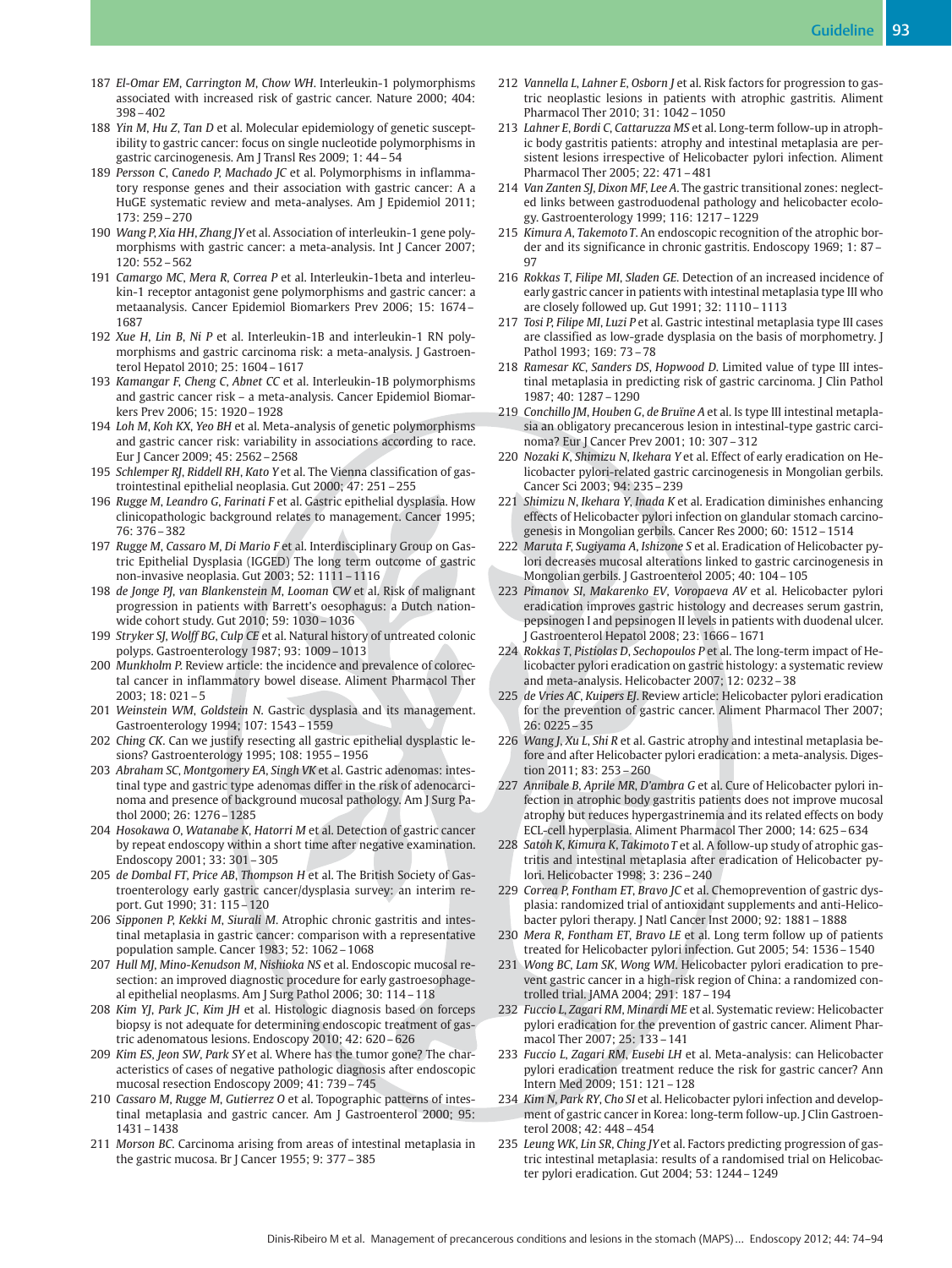187 *El-Omar EM, Carrington M, Chow WH.* Interleukin-1 polymorphisms associated with increased risk of gastric cancer. Nature 2000; 404: 398 – 402

188 *Yin M, Hu Z, Tan D* et al. Molecular epidemiology of genetic susceptibility to gastric cancer: focus on single nucleotide polymorphisms in gastric carcinogenesis. Am J Transl Res 2009; 1: 44 – 54

189 *Persson C, Canedo P, Machado JC* et al. Polymorphisms in inflammatory response genes and their association with gastric cancer: A a HuGE systematic review and meta-analyses. Am J Epidemiol 2011; 173: 259 – 270

190 *Wang P, Xia HH, Zhang JY* et al. Association of interleukin-1 gene polymorphisms with gastric cancer: a meta-analysis. Int J Cancer 2007; 120: 552 – 562

191 *Camargo MC, Mera R, Correa P* et al. Interleukin-1beta and interleukin-1 receptor antagonist gene polymorphisms and gastric cancer: a metaanalysis. Cancer Epidemiol Biomarkers Prev 2006; 15: 1674 – 1687

192 *Xue H, Lin B, Ni P* et al. Interleukin-1B and interleukin-1 RN polymorphisms and gastric carcinoma risk: a meta-analysis. J Gastroenterol Hepatol 2010; 25: 1604 – 1617

193 *Kamangar F, Cheng C, Abnet CC* et al. Interleukin-1B polymorphisms and gastric cancer risk – a meta-analysis. Cancer Epidemiol Biomarkers Prev 2006; 15: 1920 – 1928

194 *Loh M, Koh KX, Yeo BH* et al. Meta-analysis of genetic polymorphisms and gastric cancer risk: variability in associations according to race. Eur J Cancer 2009; 45: 2562 – 2568

195 *Schlemper RJ, Riddell RH, Kato Y* et al. The Vienna classification of gastrointestinal epithelial neoplasia. Gut 2000; 47: 251 – 255

196 *Rugge M, Leandro G, Farinati F* et al. Gastric epithelial dysplasia. How clinicopathologic background relates to management. Cancer 1995; 76: 376 – 382

197 *Rugge M, Cassaro M, Di Mario F* et al. Interdisciplinary Group on Gastric Epithelial Dysplasia (IGGED) The long term outcome of gastric non-invasive neoplasia. Gut 2003; 52: 1111 – 1116

198 *de Jonge PJ, van Blankenstein M, Looman CW* et al. Risk of malignant progression in patients with Barrett's oesophagus: a Dutch nationwide cohort study. Gut 2010; 59: 1030 – 1036

199 *Stryker SJ, Wolff BG, Culp CE* et al. Natural history of untreated colonic polyps. Gastroenterology 1987; 93: 1009 – 1013

200 *Munkholm P.* Review article: the incidence and prevalence of colorectal cancer in inflammatory bowel disease. Aliment Pharmacol Ther 2003; 18: 021 – 5

201 *Weinstein WM, Goldstein N.* Gastric dysplasia and its management. Gastroenterology 1994; 107: 1543 – 1559

202 *Ching CK.* Can we justify resecting all gastric epithelial dysplastic lesions? Gastroenterology 1995; 108: 1955 – 1956

203 *Abraham SC, Montgomery EA, Singh VK* et al. Gastric adenomas: intestinal type and gastric type adenomas differ in the risk of adenocarcinoma and presence of background mucosal pathology. Am J Surg Pathol 2000; 26: 1276 – 1285

204 *Hosokawa O, Watanabe K, Hatorri M* et al. Detection of gastric cancer by repeat endoscopy within a short time after negative examination. Endoscopy 2001; 33: 301 – 305

205 *de Dombal FT, Price AB, Thompson H* et al. The British Society of Gastroenterology early gastric cancer/dysplasia survey: an interim report. Gut 1990; 31: 115 – 120

206 *Sipponen P, Kekki M, Siurali M.* Atrophic chronic gastritis and intestinal metaplasia in gastric cancer: comparison with a representative population sample. Cancer 1983; 52: 1062 – 1068

207 *Hull MJ, Mino-Kenudson M, Nishioka NS* et al. Endoscopic mucosal resection: an improved diagnostic procedure for early gastroesophageal epithelial neoplasms. Am J Surg Pathol 2006; 30: 114 – 118

208 *Kim YJ, Park JC, Kim JH* et al. Histologic diagnosis based on forceps biopsy is not adequate for determining endoscopic treatment of gastric adenomatous lesions. Endoscopy 2010; 42: 620 – 626

209 *Kim ES, Jeon SW, Park SY* et al. Where has the tumor gone? The characteristics of cases of negative pathologic diagnosis after endoscopic mucosal resection Endoscopy 2009; 41: 739 – 745

210 *Cassaro M, Rugge M, Gutierrez O* et al. Topographic patterns of intestinal metaplasia and gastric cancer. Am J Gastroenterol 2000; 95: 1431 – 1438

211 *Morson BC.* Carcinoma arising from areas of intestinal metaplasia in the gastric mucosa. Br J Cancer 1955; 9: 377 – 385

212 *Vannella L, Lahner E, Osborn J* et al. Risk factors for progression to gastric neoplastic lesions in patients with atrophic gastritis. Aliment Pharmacol Ther 2010; 31: 1042 – 1050

213 *Lahner E, Bordi C, Cattaruzza MS* et al. Long-term follow-up in atrophic body gastritis patients: atrophy and intestinal metaplasia are persistent lesions irrespective of Helicobacter pylori infection. Aliment Pharmacol Ther 2005; 22: 471 – 481

214 *Van Zanten SJ, Dixon MF, Lee A.* The gastric transitional zones: neglected links between gastroduodenal pathology and helicobacter ecology. Gastroenterology 1999; 116: 1217 – 1229

215 *Kimura A, Takemoto T.* An endoscopic recognition of the atrophic border and its significance in chronic gastritis. Endoscopy 1969; 1: 87 – 97

216 *Rokkas T, Filipe MI, Sladen GE.* Detection of an increased incidence of early gastric cancer in patients with intestinal metaplasia type III who are closely followed up. Gut 1991; 32: 1110 – 1113

217 *Tosi P, Filipe MI, Luzi P* et al. Gastric intestinal metaplasia type III cases are classified as low-grade dysplasia on the basis of morphometry. J Pathol 1993; 169: 73 – 78

218 *Ramesar KC, Sanders DS, Hopwood D.* Limited value of type III intestinal metaplasia in predicting risk of gastric carcinoma. J Clin Pathol 1987; 40: 1287 – 1290

219 *Conchillo JM, Houben G, de Bruïne A* et al. Is type III intestinal metaplasia an obligatory precancerous lesion in intestinal-type gastric carcinoma? Eur J Cancer Prev 2001; 10: 307 – 312

220 *Nozaki K, Shimizu N, Ikehara Y* et al. Effect of early eradication on Helicobacter pylori-related gastric carcinogenesis in Mongolian gerbils. Cancer Sci 2003; 94: 235 – 239

221 *Shimizu N, Ikehara Y, Inada K* et al. Eradication diminishes enhancing effects of Helicobacter pylori infection on glandular stomach carcinogenesis in Mongolian gerbils. Cancer Res 2000; 60: 1512 – 1514

222 *Maruta F, Sugiyama A, Ishizone S* et al. Eradication of Helicobacter pylori decreases mucosal alterations linked to gastric carcinogenesis in Mongolian gerbils. J Gastroenterol 2005; 40: 104 – 105

223 *Pimanov SI, Makarenko EV, Voropaeva AV* et al. Helicobacter pylori eradication improves gastric histology and decreases serum gastrin, pepsinogen I and pepsinogen II levels in patients with duodenal ulcer. J Gastroenterol Hepatol 2008; 23: 1666 – 1671

224 *Rokkas T, Pistiolas D, Sechopoulos P* et al. The long-term impact of Helicobacter pylori eradication on gastric histology: a systematic review and meta-analysis. Helicobacter 2007; 12: 0232 – 38

225 *de Vries AC, Kuipers EJ.* Review article: Helicobacter pylori eradication for the prevention of gastric cancer. Aliment Pharmacol Ther 2007; 26: 0225 – 35

226 *Wang J, Xu L, Shi R* et al. Gastric atrophy and intestinal metaplasia before and after Helicobacter pylori eradication: a meta-analysis. Digestion 2011; 83: 253 – 260

227 *Annibale B, Aprile MR, D'ambra G* et al. Cure of Helicobacter pylori infection in atrophic body gastritis patients does not improve mucosal atrophy but reduces hypergastrinemia and its related effects on body ECL-cell hyperplasia. Aliment Pharmacol Ther 2000; 14: 625 – 634

228 *Satoh K, Kimura K, Takimoto T* et al. A follow-up study of atrophic gastritis and intestinal metaplasia after eradication of Helicobacter pylori. Helicobacter 1998; 3: 236 – 240

229 *Correa P, Fontham ET, Bravo JC* et al. Chemoprevention of gastric dysplasia: randomized trial of antioxidant supplements and anti-Helicobacter pylori therapy. J Natl Cancer Inst 2000; 92: 1881 – 1888

230 *Mera R, Fontham ET, Bravo LE* et al. Long term follow up of patients treated for Helicobacter pylori infection. Gut 2005; 54: 1536 – 1540

231 *Wong BC, Lam SK, Wong WM.* Helicobacter pylori eradication to prevent gastric cancer in a high-risk region of China: a randomized controlled trial. JAMA 2004; 291: 187 – 194

232 *Fuccio L, Zagari RM, Minardi ME* et al. Systematic review: Helicobacter pylori eradication for the prevention of gastric cancer. Aliment Pharmacol Ther 2007; 25: 133 – 141

233 *Fuccio L, Zagari RM, Eusebi LH* et al. Meta-analysis: can Helicobacter pylori eradication treatment reduce the risk for gastric cancer? Ann Intern Med 2009; 151: 121 – 128

234 *Kim N, Park RY, Cho SI* et al. Helicobacter pylori infection and development of gastric cancer in Korea: long-term follow-up. J Clin Gastroenterol 2008; 42: 448 – 454

235 *Leung WK, Lin SR, Ching JY* et al. Factors predicting progression of gastric intestinal metaplasia: results of a randomised trial on Helicobacter pylori eradication. Gut 2004; 53: 1244 – 1249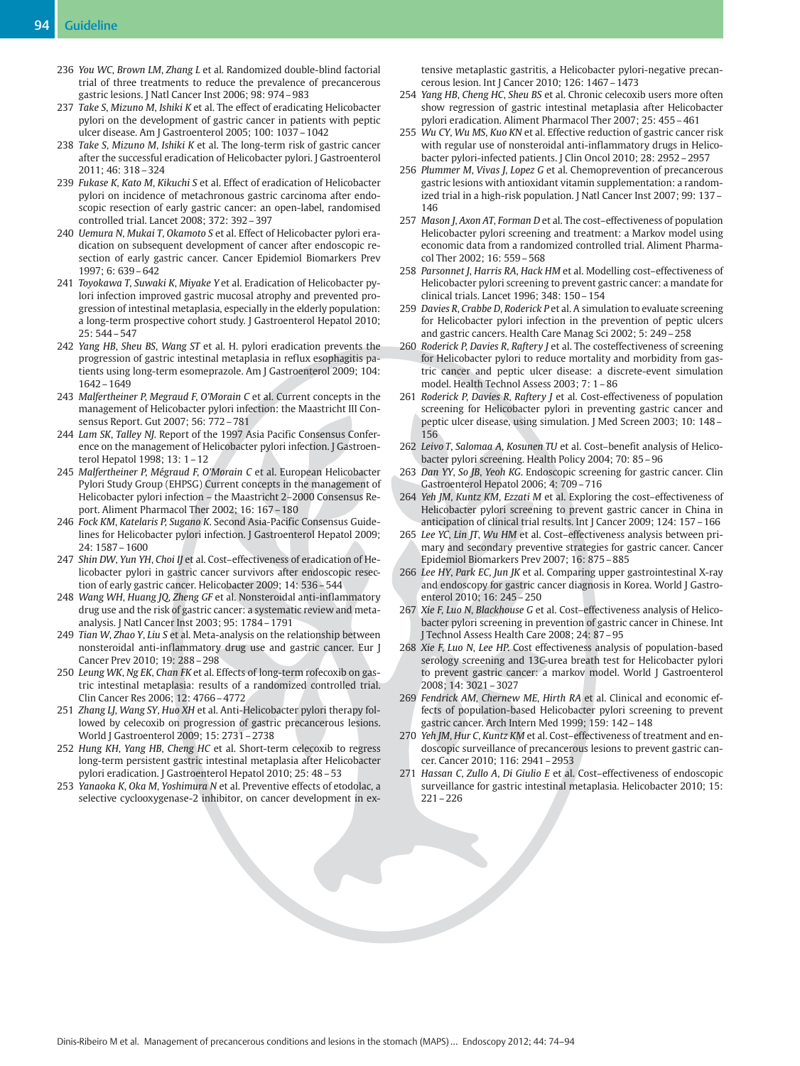236 *You WC, Brown LM, Zhang L* et al. Randomized double-blind factorial trial of three treatments to reduce the prevalence of precancerous gastric lesions. J Natl Cancer Inst 2006; 98: 974 – 983

237 *Take S, Mizuno M, Ishiki K* et al. The effect of eradicating Helicobacter pylori on the development of gastric cancer in patients with peptic ulcer disease. Am J Gastroenterol 2005; 100: 1037 – 1042

238 *Take S, Mizuno M, Ishiki K* et al. The long-term risk of gastric cancer after the successful eradication of Helicobacter pylori. J Gastroenterol 2011; 46: 318 – 324

239 *Fukase K, Kato M, Kikuchi S* et al. Effect of eradication of Helicobacter pylori on incidence of metachronous gastric carcinoma after endoscopic resection of early gastric cancer: an open-label, randomised controlled trial. Lancet 2008; 372: 392 – 397

240 *Uemura N, Mukai T, Okamoto S* et al. Effect of Helicobacter pylori eradication on subsequent development of cancer after endoscopic resection of early gastric cancer. Cancer Epidemiol Biomarkers Prev 1997; 6: 639 – 642

241 *Toyokawa T, Suwaki K, Miyake Y* et al. Eradication of Helicobacter pylori infection improved gastric mucosal atrophy and prevented progression of intestinal metaplasia, especially in the elderly population: a long-term prospective cohort study. J Gastroenterol Hepatol 2010; 25: 544 – 547

242 *Yang HB, Sheu BS, Wang ST* et al. H. pylori eradication prevents the progression of gastric intestinal metaplasia in reflux esophagitis patients using long-term esomeprazole. Am J Gastroenterol 2009; 104: 1642 – 1649

243 *Malfertheiner P, Megraud F, O'Morain C* et al. Current concepts in the management of Helicobacter pylori infection: the Maastricht III Consensus Report. Gut 2007; 56: 772 – 781

244 *Lam SK, Talley NJ.* Report of the 1997 Asia Pacific Consensus Conference on the management of Helicobacter pylori infection. J Gastroenterol Hepatol 1998; 13: 1 – 12

245 *Malfertheiner P, Mégraud F, O'Morain C* et al. European Helicobacter Pylori Study Group (EHPSG) Current concepts in the management of Helicobacter pylori infection – the Maastricht 2–2000 Consensus Report. Aliment Pharmacol Ther 2002; 16: 167 – 180

246 *Fock KM, Katelaris P, Sugano K.* Second Asia-Pacific Consensus Guidelines for Helicobacter pylori infection. J Gastroenterol Hepatol 2009; 24: 1587 – 1600

247 *Shin DW, Yun YH, Choi IJ* et al. Cost–effectiveness of eradication of Helicobacter pylori in gastric cancer survivors after endoscopic resection of early gastric cancer. Helicobacter 2009; 14: 536 – 544

248 *Wang WH, Huang JQ, Zheng GF* et al. Nonsteroidal anti-inflammatory drug use and the risk of gastric cancer: a systematic review and meta-analysis. J Natl Cancer Inst 2003; 95: 1784 – 1791

249 *Tian W, Zhao Y, Liu S* et al. Meta-analysis on the relationship between nonsteroidal anti-inflammatory drug use and gastric cancer. Eur J Cancer Prev 2010; 19: 288 – 298

250 *Leung WK, Ng EK, Chan FK* et al. Effects of long-term rofecoxib on gastric intestinal metaplasia: results of a randomized controlled trial. Clin Cancer Res 2006; 12: 4766 – 4772

251 *Zhang LJ, Wang SY, Huo XH* et al. Anti-Helicobacter pylori therapy followed by celecoxib on progression of gastric precancerous lesions. World J Gastroenterol 2009; 15: 2731 – 2738

252 *Hung KH, Yang HB, Cheng HC* et al. Short-term celecoxib to regress long-term persistent gastric intestinal metaplasia after Helicobacter pylori eradication. J Gastroenterol Hepatol 2010; 25: 48 – 53

253 *Yanaoka K, Oka M, Yoshimura N* et al. Preventive effects of etodolac, a selective cyclooxygenase-2 inhibitor, on cancer development in extensive metaplastic gastritis, a Helicobacter pylori-negative precancerous lesion. Int J Cancer 2010; 126: 1467 – 1473

254 *Yang HB, Cheng HC, Sheu BS* et al. Chronic celecoxib users more often show regression of gastric intestinal metaplasia after Helicobacter pylori eradication. Aliment Pharmacol Ther 2007; 25: 455 – 461

255 *Wu CY, Wu MS, Kuo KN* et al. Effective reduction of gastric cancer risk with regular use of nonsteroidal anti-inflammatory drugs in Helicobacter pylori-infected patients. J Clin Oncol 2010; 28: 2952 – 2957

256 *Plummer M, Vivas J, Lopez G* et al. Chemoprevention of precancerous gastric lesions with antioxidant vitamin supplementation: a randomized trial in a high-risk population. J Natl Cancer Inst 2007; 99: 137 – 146

257 *Mason J, Axon AT, Forman D* et al. The cost–effectiveness of population Helicobacter pylori screening and treatment: a Markov model using economic data from a randomized controlled trial. Aliment Pharmacol Ther 2002; 16: 559 – 568

258 *Parsonnet J, Harris RA, Hack HM* et al. Modelling cost–effectiveness of Helicobacter pylori screening to prevent gastric cancer: a mandate for clinical trials. Lancet 1996; 348: 150 – 154

259 *Davies R, Crabbe D, Roderick P* et al. A simulation to evaluate screening for Helicobacter pylori infection in the prevention of peptic ulcers and gastric cancers. Health Care Manag Sci 2002; 5: 249 – 258

260 *Roderick P, Davies R, Raftery J* et al. The costeffectiveness of screening for Helicobacter pylori to reduce mortality and morbidity from gastric cancer and peptic ulcer disease: a discrete-event simulation model. Health Technol Assess 2003; 7: 1 – 86

261 *Roderick P, Davies R, Raftery J* et al. Cost-effectiveness of population screening for Helicobacter pylori in preventing gastric cancer and peptic ulcer disease, using simulation. J Med Screen 2003; 10: 148 – 156

262 *Leivo T, Salomaa A, Kosunen TU* et al. Cost–benefit analysis of Helicobacter pylori screening. Health Policy 2004; 70: 85 – 96

263 *Dan YY, So JB, Yeoh KG.* Endoscopic screening for gastric cancer. Clin Gastroenterol Hepatol 2006; 4: 709 – 716

264 *Yeh JM, Kuntz KM, Ezzati M* et al. Exploring the cost–effectiveness of Helicobacter pylori screening to prevent gastric cancer in China in anticipation of clinical trial results. Int J Cancer 2009; 124: 157 – 166

265 *Lee YC, Lin JT, Wu HM* et al. Cost–effectiveness analysis between primary and secondary preventive strategies for gastric cancer. Cancer Epidemiol Biomarkers Prev 2007; 16: 875 – 885

266 *Lee HY, Park EC, Jun JK* et al. Comparing upper gastrointestinal X-ray and endoscopy for gastric cancer diagnosis in Korea. World J Gastroenterol 2010; 16: 245 – 250

267 *Xie F, Luo N, Blackhouse G* et al. Cost–effectiveness analysis of Helicobacter pylori screening in prevention of gastric cancer in Chinese. Int J Technol Assess Health Care 2008; 24: 87 – 95

268 *Xie F, Luo N, Lee HP.* Cost effectiveness analysis of population-based serology screening and 13C-urea breath test for Helicobacter pylori to prevent gastric cancer: a markov model. World J Gastroenterol 2008; 14: 3021 – 3027

269 *Fendrick AM, Chernew ME, Hirth RA* et al. Clinical and economic effects of population-based Helicobacter pylori screening to prevent gastric cancer. Arch Intern Med 1999; 159: 142 – 148

270 *Yeh JM, Hur C, Kuntz KM* et al. Cost–effectiveness of treatment and endoscopic surveillance of precancerous lesions to prevent gastric cancer. Cancer 2010; 116: 2941 – 2953

271 *Hassan C, Zullo A, Di Giulio E* et al. Cost–effectiveness of endoscopic surveillance for gastric intestinal metaplasia. Helicobacter 2010; 15: 221 – 226